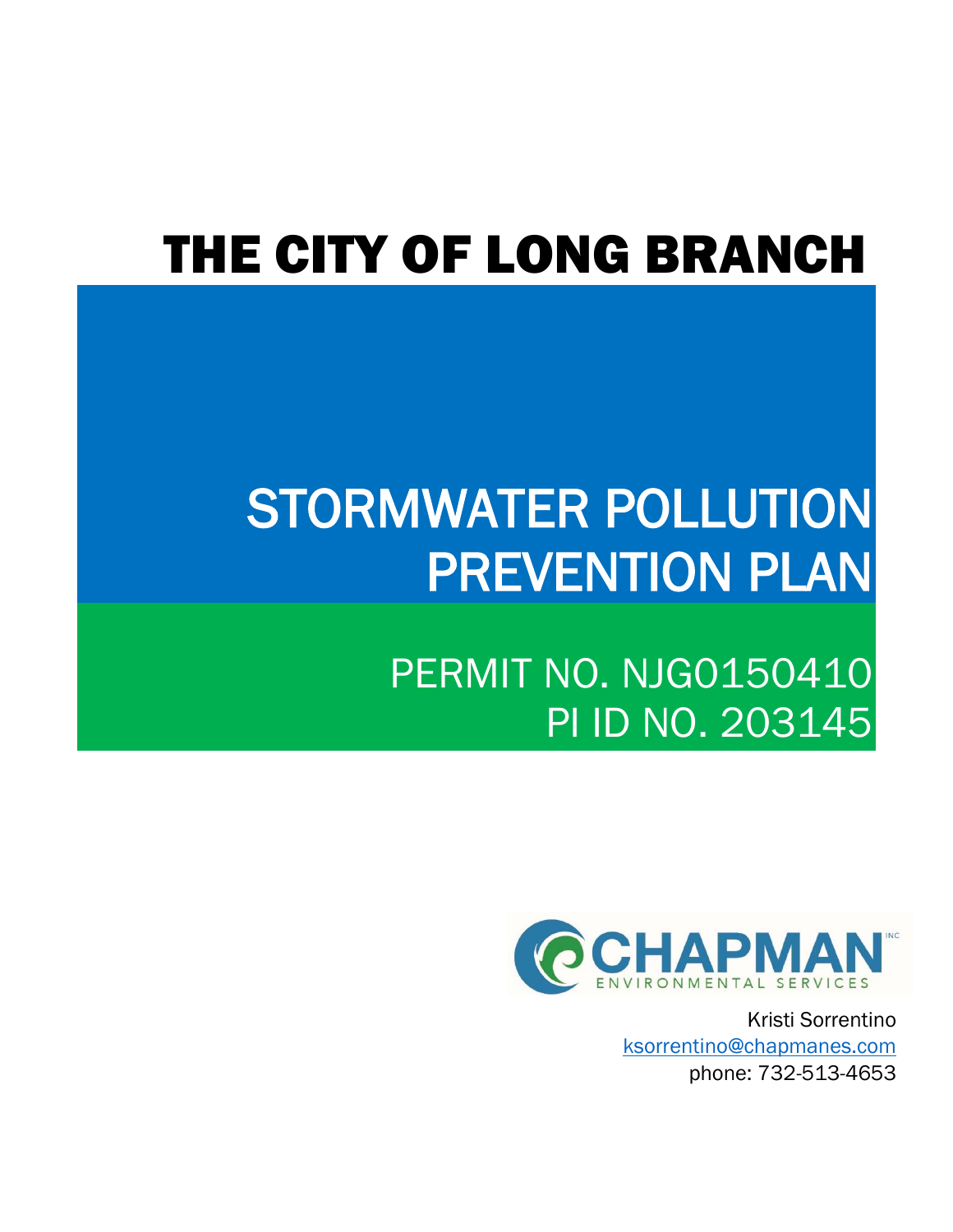# THE CITY OF LONG BRANCH

# STORMWATER POLLUTION PREVENTION PLAN

## PERMIT NO. NJG0150410
## PI ID NO. 203145

CHAPMAN ENVIRONMENTAL SERVICES

Kristi Sorrentino
ksorrentino@chapmanes.com
phone: 732-513-4653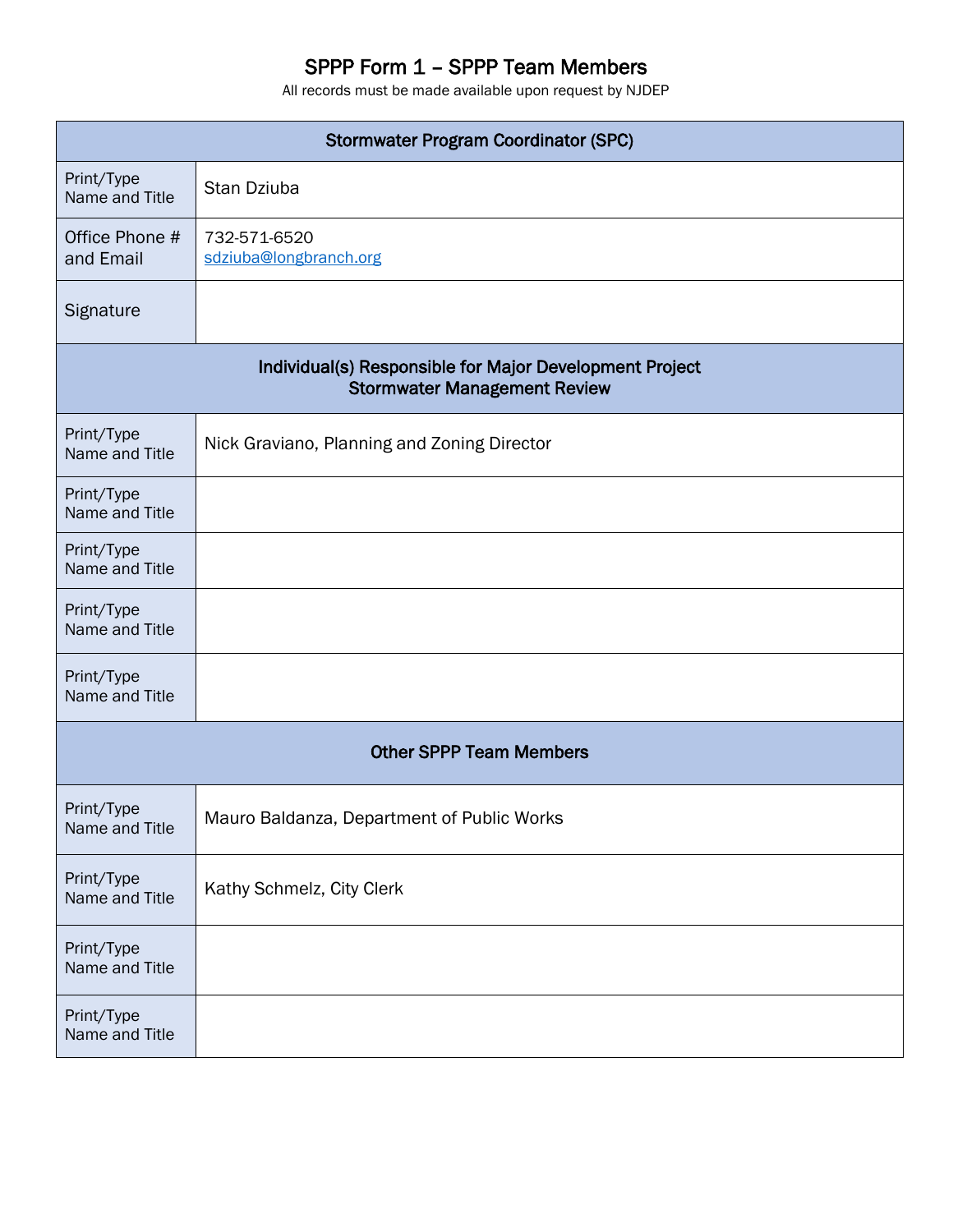# SPPP Form 1 – SPPP Team Members

All records must be made available upon request by NJDEP

| Stormwater Program Coordinator (SPC) | |
|---|---|
| Print/Type Name and Title | Stan Dziuba |
| Office Phone # and Email | 732-571-6520<br>sdziuba@longbranch.org |
| Signature | |
| **Individual(s) Responsible for Major Development Project Stormwater Management Review** | |
| Print/Type Name and Title | Nick Graviano, Planning and Zoning Director |
| Print/Type Name and Title | |
| Print/Type Name and Title | |
| Print/Type Name and Title | |
| Print/Type Name and Title | |
| **Other SPPP Team Members** | |
| Print/Type Name and Title | Mauro Baldanza, Department of Public Works |
| Print/Type Name and Title | Kathy Schmelz, City Clerk |
| Print/Type Name and Title | |
| Print/Type Name and Title | |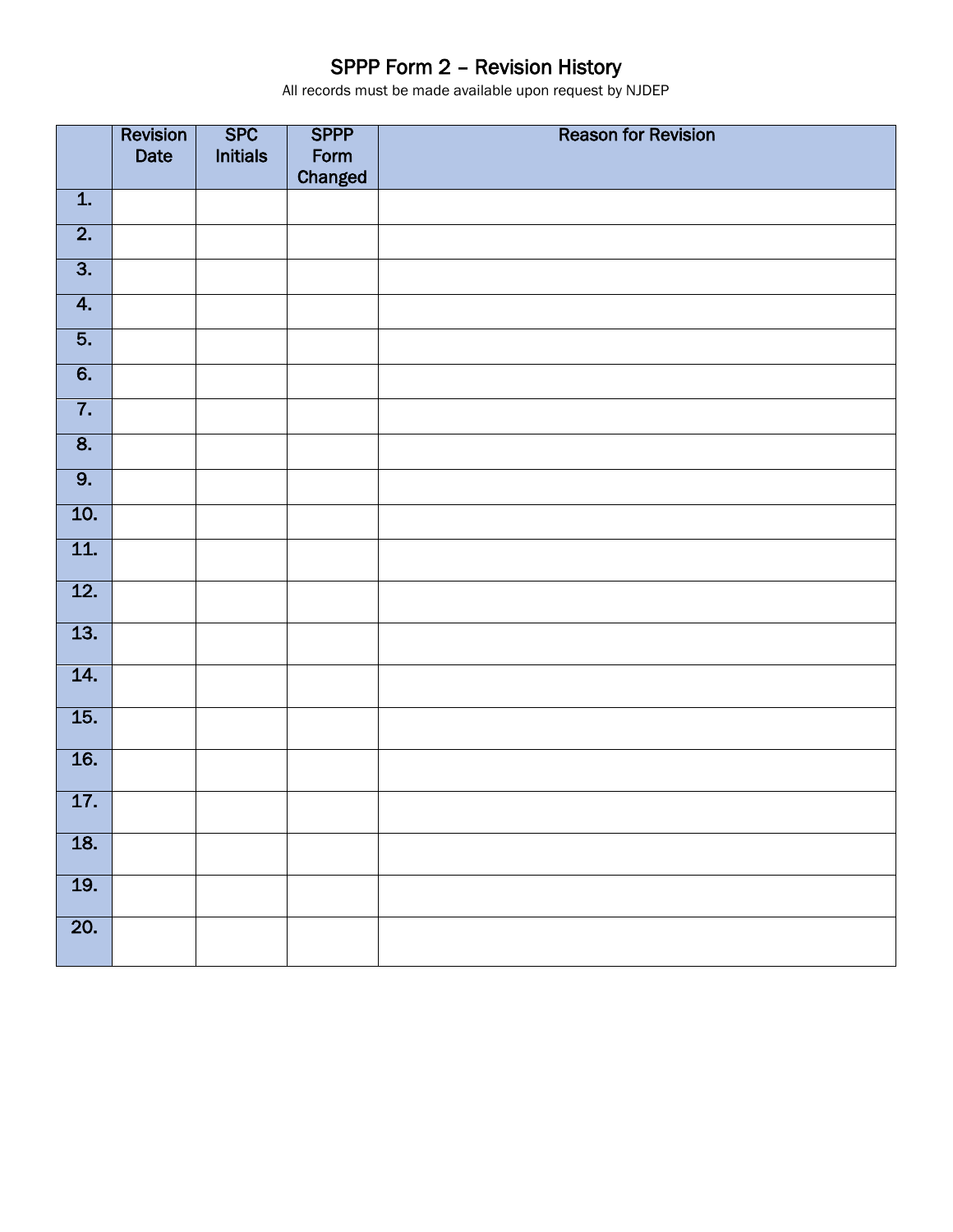# SPPP Form 2 – Revision History

All records must be made available upon request by NJDEP

| | Revision Date | SPC Initials | SPPP Form Changed | Reason for Revision |
|---|---|---|---|---|
| 1. | | | | |
| 2. | | | | |
| 3. | | | | |
| 4. | | | | |
| 5. | | | | |
| 6. | | | | |
| 7. | | | | |
| 8. | | | | |
| 9. | | | | |
| 10. | | | | |
| 11. | | | | |
| 12. | | | | |
| 13. | | | | |
| 14. | | | | |
| 15. | | | | |
| 16. | | | | |
| 17. | | | | |
| 18. | | | | |
| 19. | | | | |
| 20. | | | | |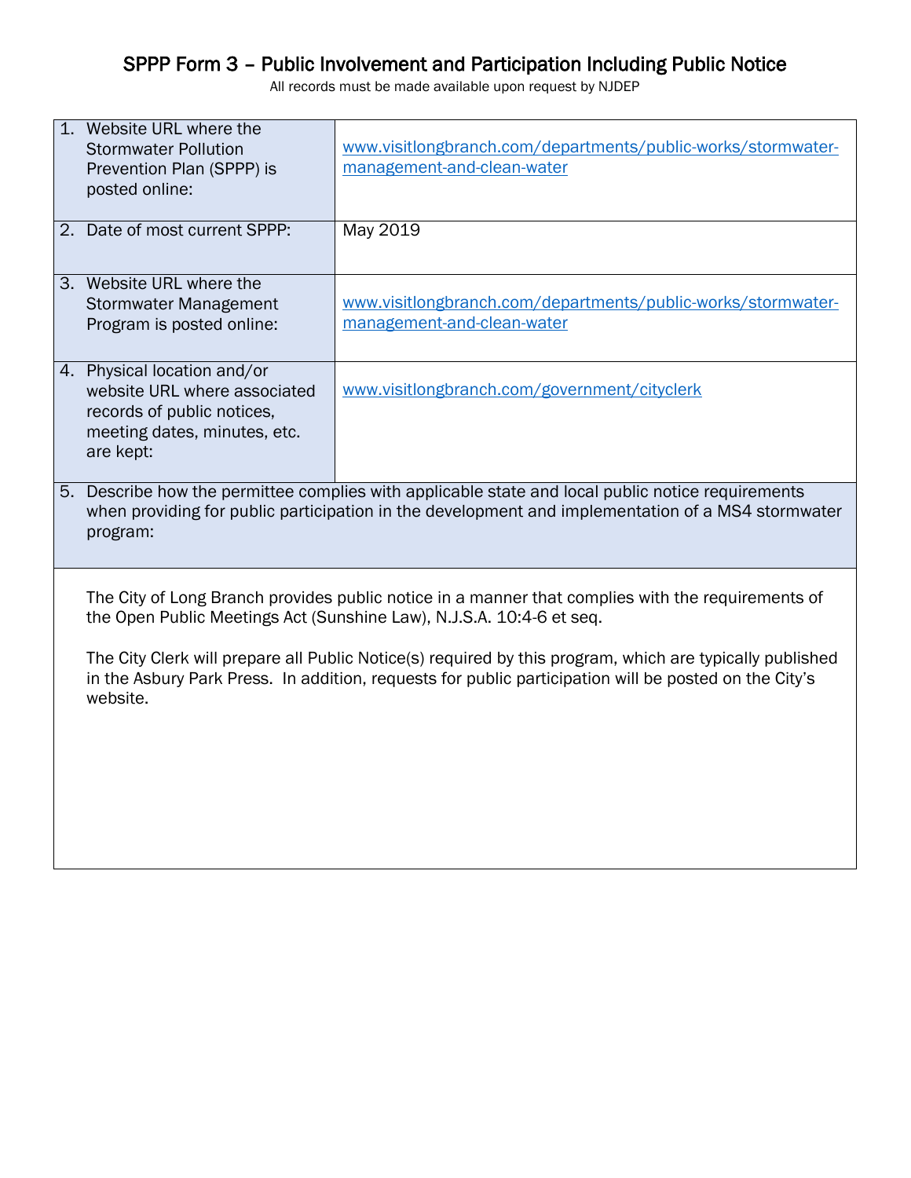# SPPP Form 3 – Public Involvement and Participation Including Public Notice

All records must be made available upon request by NJDEP

| | |
|---|---|
| 1. Website URL where the Stormwater Pollution Prevention Plan (SPPP) is posted online: | www.visitlongbranch.com/departments/public-works/stormwater-management-and-clean-water |
| 2. Date of most current SPPP: | May 2019 |
| 3. Website URL where the Stormwater Management Program is posted online: | www.visitlongbranch.com/departments/public-works/stormwater-management-and-clean-water |
| 4. Physical location and/or website URL where associated records of public notices, meeting dates, minutes, etc. are kept: | www.visitlongbranch.com/government/cityclerk |

5. Describe how the permittee complies with applicable state and local public notice requirements when providing for public participation in the development and implementation of a MS4 stormwater program:

The City of Long Branch provides public notice in a manner that complies with the requirements of the Open Public Meetings Act (Sunshine Law), N.J.S.A. 10:4-6 et seq.

The City Clerk will prepare all Public Notice(s) required by this program, which are typically published in the Asbury Park Press. In addition, requests for public participation will be posted on the City's website.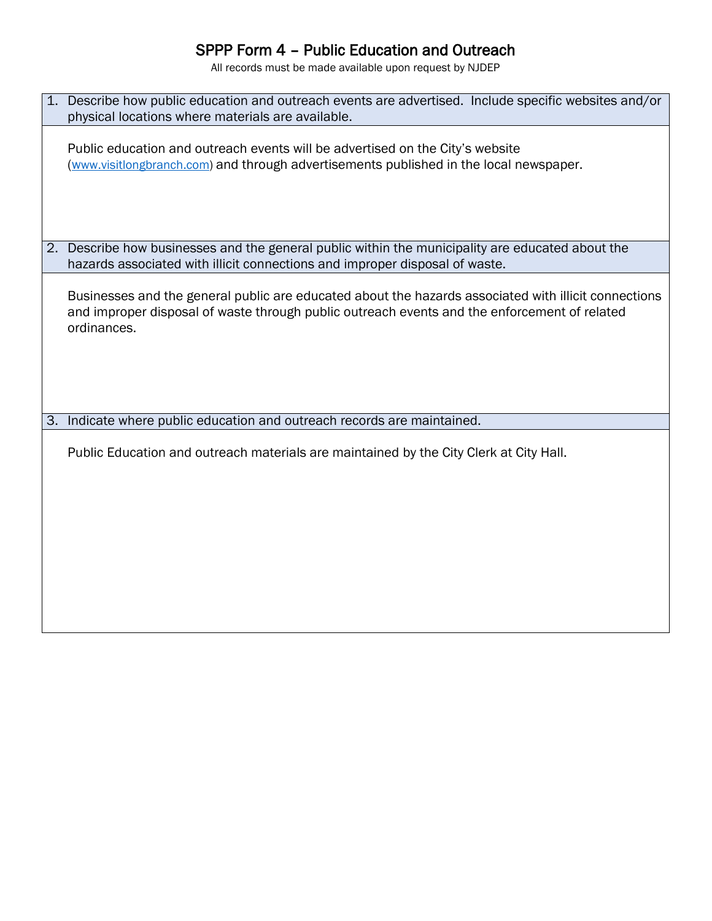# SPPP Form 4 – Public Education and Outreach

All records must be made available upon request by NJDEP

1. Describe how public education and outreach events are advertised. Include specific websites and/or physical locations where materials are available.

Public education and outreach events will be advertised on the City's website (www.visitlongbranch.com) and through advertisements published in the local newspaper.

2. Describe how businesses and the general public within the municipality are educated about the hazards associated with illicit connections and improper disposal of waste.

Businesses and the general public are educated about the hazards associated with illicit connections and improper disposal of waste through public outreach events and the enforcement of related ordinances.

3. Indicate where public education and outreach records are maintained.

Public Education and outreach materials are maintained by the City Clerk at City Hall.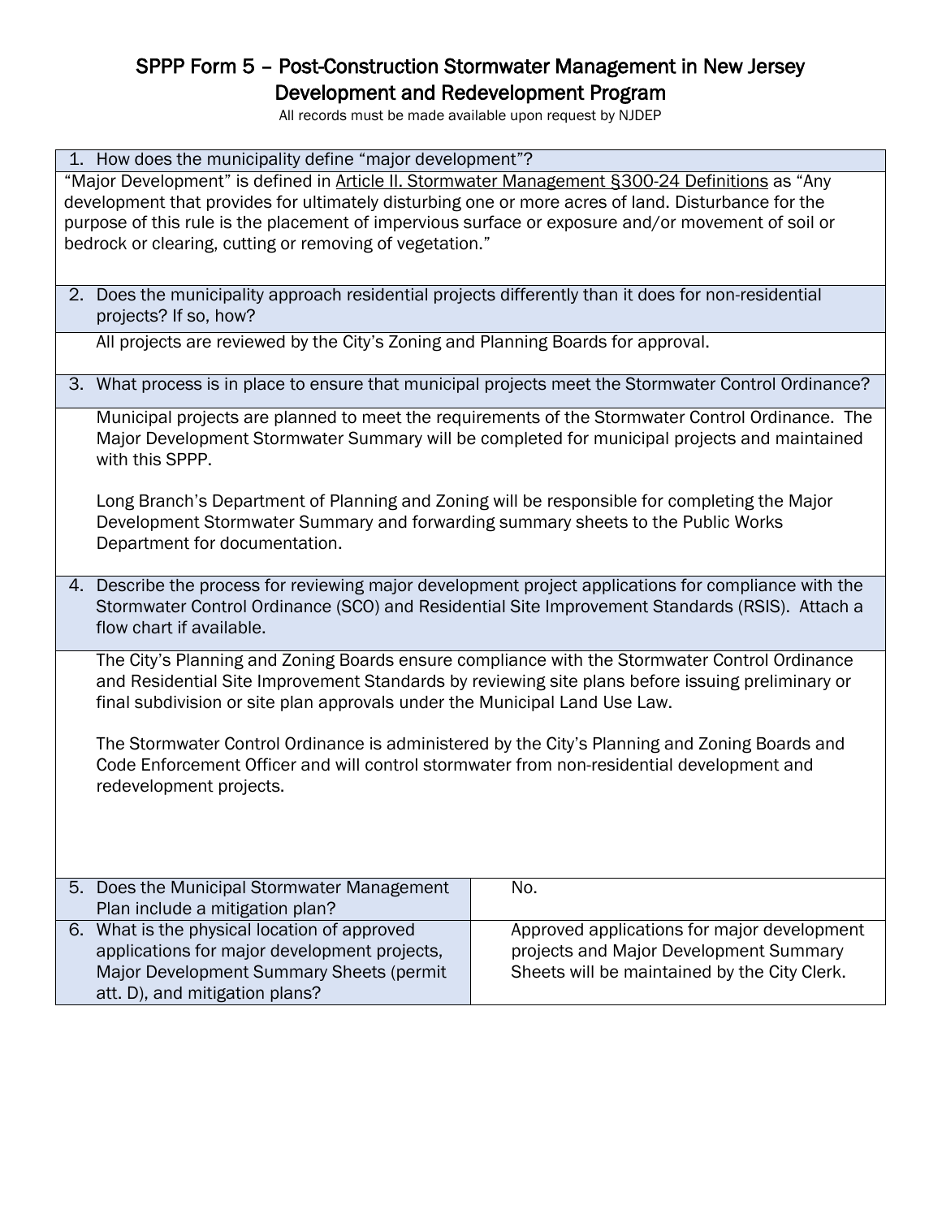# SPPP Form 5 – Post-Construction Stormwater Management in New Jersey Development and Redevelopment Program

All records must be made available upon request by NJDEP

1. How does the municipality define "major development"?

"Major Development" is defined in Article II. Stormwater Management §300-24 Definitions as "Any development that provides for ultimately disturbing one or more acres of land. Disturbance for the purpose of this rule is the placement of impervious surface or exposure and/or movement of soil or bedrock or clearing, cutting or removing of vegetation."

2. Does the municipality approach residential projects differently than it does for non-residential projects? If so, how?

All projects are reviewed by the City's Zoning and Planning Boards for approval.

3. What process is in place to ensure that municipal projects meet the Stormwater Control Ordinance?

Municipal projects are planned to meet the requirements of the Stormwater Control Ordinance. The Major Development Stormwater Summary will be completed for municipal projects and maintained with this SPPP.

Long Branch's Department of Planning and Zoning will be responsible for completing the Major Development Stormwater Summary and forwarding summary sheets to the Public Works Department for documentation.

4. Describe the process for reviewing major development project applications for compliance with the Stormwater Control Ordinance (SCO) and Residential Site Improvement Standards (RSIS). Attach a flow chart if available.

The City's Planning and Zoning Boards ensure compliance with the Stormwater Control Ordinance and Residential Site Improvement Standards by reviewing site plans before issuing preliminary or final subdivision or site plan approvals under the Municipal Land Use Law.

The Stormwater Control Ordinance is administered by the City's Planning and Zoning Boards and Code Enforcement Officer and will control stormwater from non-residential development and redevelopment projects.

| Question | Response |
|---|---|
| 5. Does the Municipal Stormwater Management Plan include a mitigation plan? | No. |
| 6. What is the physical location of approved applications for major development projects, Major Development Summary Sheets (permit att. D), and mitigation plans? | Approved applications for major development projects and Major Development Summary Sheets will be maintained by the City Clerk. |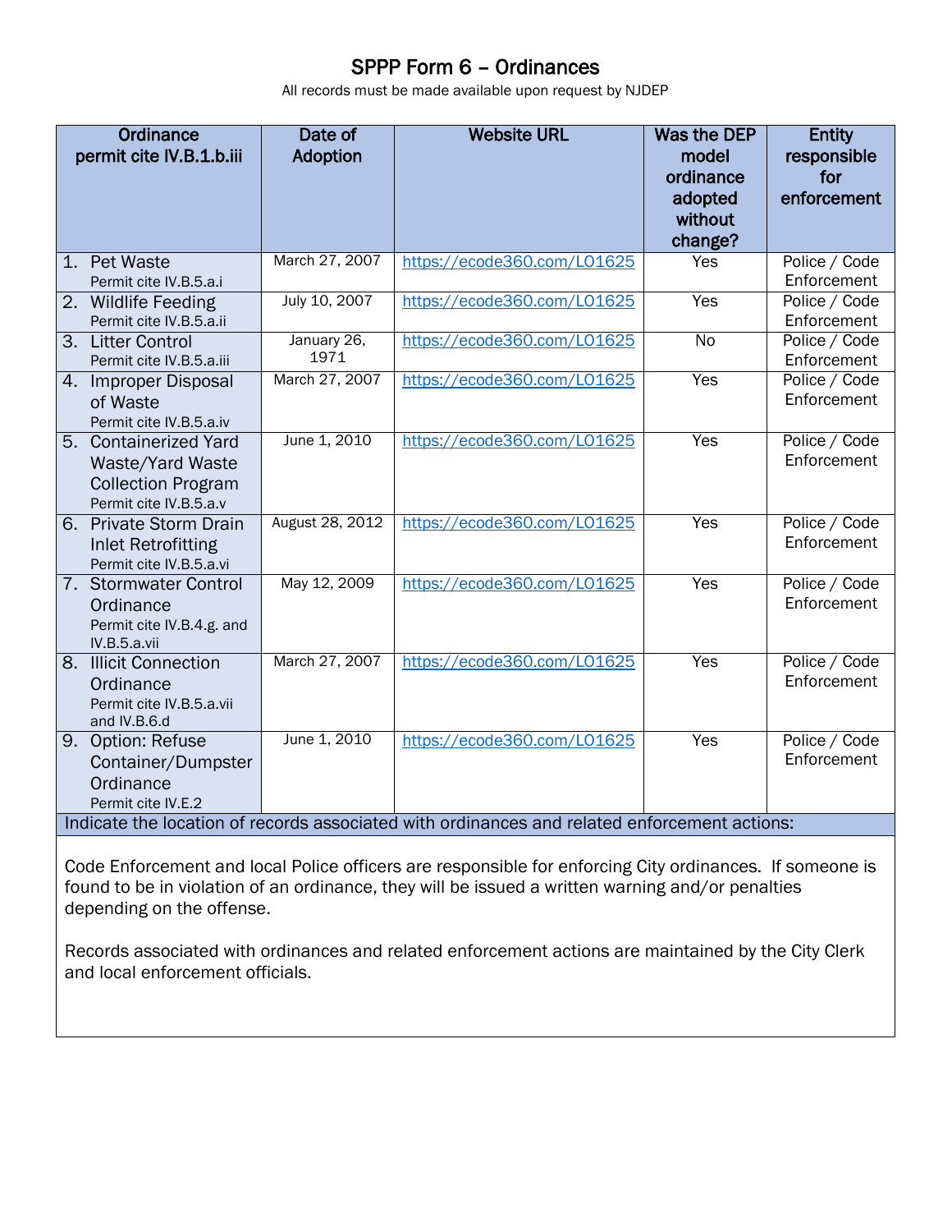# SPPP Form 6 – Ordinances

All records must be made available upon request by NJDEP

| Ordinance permit cite IV.B.1.b.iii | Date of Adoption | Website URL | Was the DEP model ordinance adopted without change? | Entity responsible for enforcement |
|---|---|---|---|---|
| 1. Pet Waste Permit cite IV.B.5.a.i | March 27, 2007 | https://ecode360.com/LO1625 | Yes | Police / Code Enforcement |
| 2. Wildlife Feeding Permit cite IV.B.5.a.ii | July 10, 2007 | https://ecode360.com/LO1625 | Yes | Police / Code Enforcement |
| 3. Litter Control Permit cite IV.B.5.a.iii | January 26, 1971 | https://ecode360.com/LO1625 | No | Police / Code Enforcement |
| 4. Improper Disposal of Waste Permit cite IV.B.5.a.iv | March 27, 2007 | https://ecode360.com/LO1625 | Yes | Police / Code Enforcement |
| 5. Containerized Yard Waste/Yard Waste Collection Program Permit cite IV.B.5.a.v | June 1, 2010 | https://ecode360.com/LO1625 | Yes | Police / Code Enforcement |
| 6. Private Storm Drain Inlet Retrofitting Permit cite IV.B.5.a.vi | August 28, 2012 | https://ecode360.com/LO1625 | Yes | Police / Code Enforcement |
| 7. Stormwater Control Ordinance Permit cite IV.B.4.g. and IV.B.5.a.vii | May 12, 2009 | https://ecode360.com/LO1625 | Yes | Police / Code Enforcement |
| 8. Illicit Connection Ordinance Permit cite IV.B.5.a.vii and IV.B.6.d | March 27, 2007 | https://ecode360.com/LO1625 | Yes | Police / Code Enforcement |
| 9. Option: Refuse Container/Dumpster Ordinance Permit cite IV.E.2 | June 1, 2010 | https://ecode360.com/LO1625 | Yes | Police / Code Enforcement |

**Indicate the location of records associated with ordinances and related enforcement actions:**

Code Enforcement and local Police officers are responsible for enforcing City ordinances. If someone is found to be in violation of an ordinance, they will be issued a written warning and/or penalties depending on the offense.

Records associated with ordinances and related enforcement actions are maintained by the City Clerk and local enforcement officials.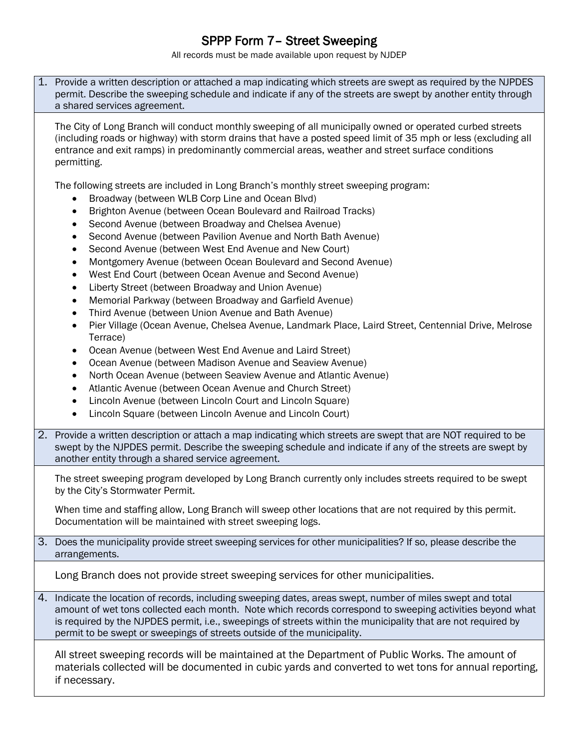# SPPP Form 7– Street Sweeping

All records must be made available upon request by NJDEP

**1.** Provide a written description or attached a map indicating which streets are swept as required by the NJPDES permit. Describe the sweeping schedule and indicate if any of the streets are swept by another entity through a shared services agreement.

The City of Long Branch will conduct monthly sweeping of all municipally owned or operated curbed streets (including roads or highway) with storm drains that have a posted speed limit of 35 mph or less (excluding all entrance and exit ramps) in predominantly commercial areas, weather and street surface conditions permitting.

The following streets are included in Long Branch's monthly street sweeping program:

- Broadway (between WLB Corp Line and Ocean Blvd)
- Brighton Avenue (between Ocean Boulevard and Railroad Tracks)
- Second Avenue (between Broadway and Chelsea Avenue)
- Second Avenue (between Pavilion Avenue and North Bath Avenue)
- Second Avenue (between West End Avenue and New Court)
- Montgomery Avenue (between Ocean Boulevard and Second Avenue)
- West End Court (between Ocean Avenue and Second Avenue)
- Liberty Street (between Broadway and Union Avenue)
- Memorial Parkway (between Broadway and Garfield Avenue)
- Third Avenue (between Union Avenue and Bath Avenue)
- Pier Village (Ocean Avenue, Chelsea Avenue, Landmark Place, Laird Street, Centennial Drive, Melrose Terrace)
- Ocean Avenue (between West End Avenue and Laird Street)
- Ocean Avenue (between Madison Avenue and Seaview Avenue)
- North Ocean Avenue (between Seaview Avenue and Atlantic Avenue)
- Atlantic Avenue (between Ocean Avenue and Church Street)
- Lincoln Avenue (between Lincoln Court and Lincoln Square)
- Lincoln Square (between Lincoln Avenue and Lincoln Court)

**2.** Provide a written description or attach a map indicating which streets are swept that are NOT required to be swept by the NJPDES permit. Describe the sweeping schedule and indicate if any of the streets are swept by another entity through a shared service agreement.

The street sweeping program developed by Long Branch currently only includes streets required to be swept by the City's Stormwater Permit.

When time and staffing allow, Long Branch will sweep other locations that are not required by this permit. Documentation will be maintained with street sweeping logs.

**3.** Does the municipality provide street sweeping services for other municipalities? If so, please describe the arrangements.

Long Branch does not provide street sweeping services for other municipalities.

**4.** Indicate the location of records, including sweeping dates, areas swept, number of miles swept and total amount of wet tons collected each month. Note which records correspond to sweeping activities beyond what is required by the NJPDES permit, i.e., sweepings of streets within the municipality that are not required by permit to be swept or sweepings of streets outside of the municipality.

All street sweeping records will be maintained at the Department of Public Works. The amount of materials collected will be documented in cubic yards and converted to wet tons for annual reporting, if necessary.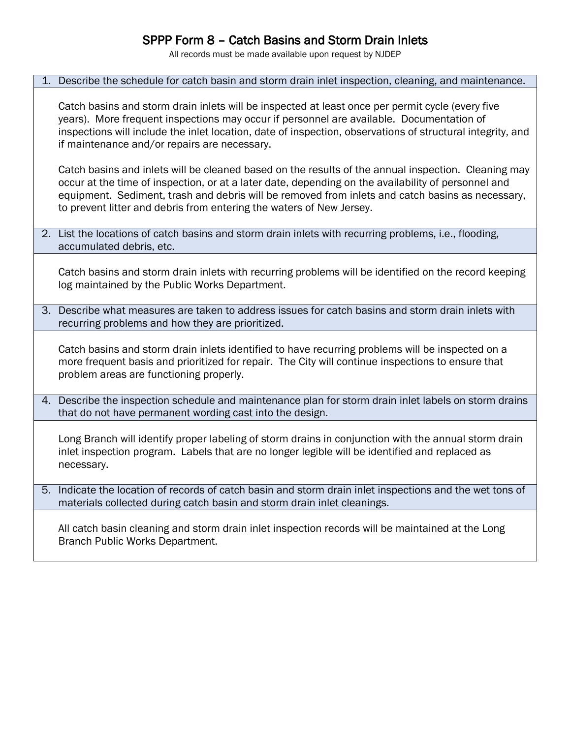# SPPP Form 8 – Catch Basins and Storm Drain Inlets

All records must be made available upon request by NJDEP

1. Describe the schedule for catch basin and storm drain inlet inspection, cleaning, and maintenance.

   Catch basins and storm drain inlets will be inspected at least once per permit cycle (every five years). More frequent inspections may occur if personnel are available. Documentation of inspections will include the inlet location, date of inspection, observations of structural integrity, and if maintenance and/or repairs are necessary.

   Catch basins and inlets will be cleaned based on the results of the annual inspection. Cleaning may occur at the time of inspection, or at a later date, depending on the availability of personnel and equipment. Sediment, trash and debris will be removed from inlets and catch basins as necessary, to prevent litter and debris from entering the waters of New Jersey.

2. List the locations of catch basins and storm drain inlets with recurring problems, i.e., flooding, accumulated debris, etc.

   Catch basins and storm drain inlets with recurring problems will be identified on the record keeping log maintained by the Public Works Department.

3. Describe what measures are taken to address issues for catch basins and storm drain inlets with recurring problems and how they are prioritized.

   Catch basins and storm drain inlets identified to have recurring problems will be inspected on a more frequent basis and prioritized for repair. The City will continue inspections to ensure that problem areas are functioning properly.

4. Describe the inspection schedule and maintenance plan for storm drain inlet labels on storm drains that do not have permanent wording cast into the design.

   Long Branch will identify proper labeling of storm drains in conjunction with the annual storm drain inlet inspection program. Labels that are no longer legible will be identified and replaced as necessary.

5. Indicate the location of records of catch basin and storm drain inlet inspections and the wet tons of materials collected during catch basin and storm drain inlet cleanings.

   All catch basin cleaning and storm drain inlet inspection records will be maintained at the Long Branch Public Works Department.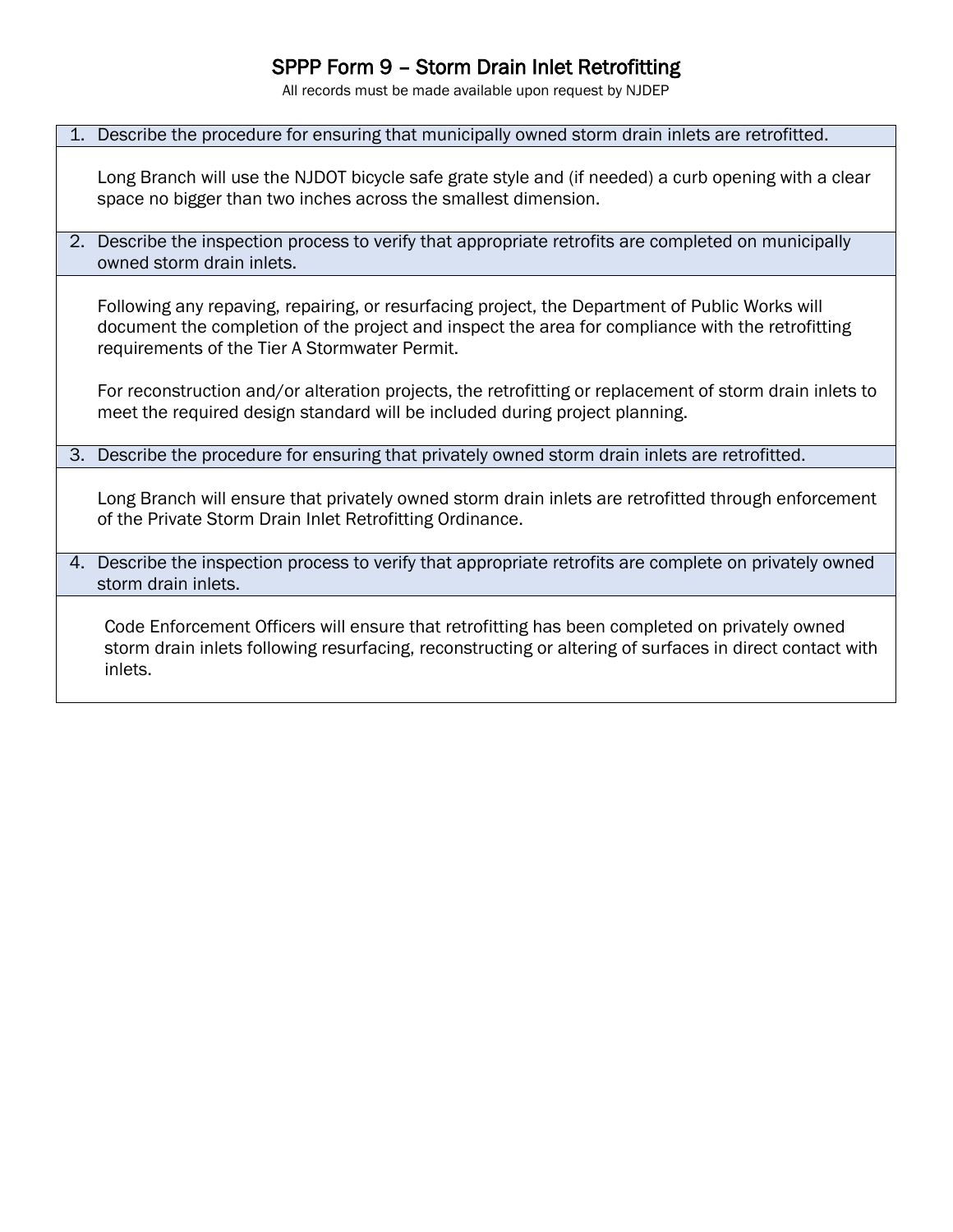# SPPP Form 9 – Storm Drain Inlet Retrofitting

All records must be made available upon request by NJDEP

1. Describe the procedure for ensuring that municipally owned storm drain inlets are retrofitted.

   Long Branch will use the NJDOT bicycle safe grate style and (if needed) a curb opening with a clear space no bigger than two inches across the smallest dimension.

2. Describe the inspection process to verify that appropriate retrofits are completed on municipally owned storm drain inlets.

   Following any repaving, repairing, or resurfacing project, the Department of Public Works will document the completion of the project and inspect the area for compliance with the retrofitting requirements of the Tier A Stormwater Permit.

   For reconstruction and/or alteration projects, the retrofitting or replacement of storm drain inlets to meet the required design standard will be included during project planning.

3. Describe the procedure for ensuring that privately owned storm drain inlets are retrofitted.

   Long Branch will ensure that privately owned storm drain inlets are retrofitted through enforcement of the Private Storm Drain Inlet Retrofitting Ordinance.

4. Describe the inspection process to verify that appropriate retrofits are complete on privately owned storm drain inlets.

   Code Enforcement Officers will ensure that retrofitting has been completed on privately owned storm drain inlets following resurfacing, reconstructing or altering of surfaces in direct contact with inlets.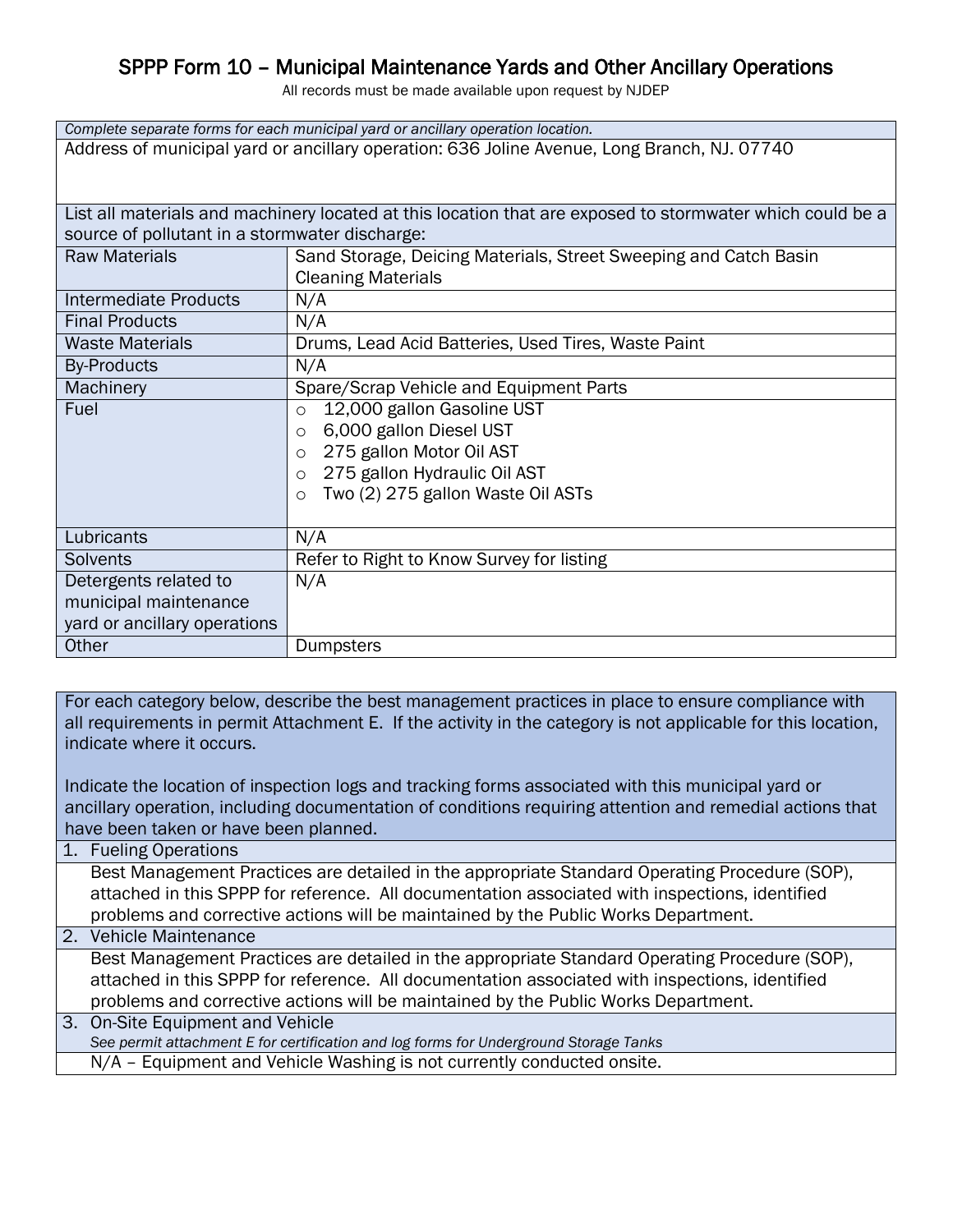# SPPP Form 10 – Municipal Maintenance Yards and Other Ancillary Operations

All records must be made available upon request by NJDEP

| *Complete separate forms for each municipal yard or ancillary operation location.* | |
|---|---|
| Address of municipal yard or ancillary operation: 636 Joline Avenue, Long Branch, NJ. 07740 | |
| List all materials and machinery located at this location that are exposed to stormwater which could be a source of pollutant in a stormwater discharge: | |
| Raw Materials | Sand Storage, Deicing Materials, Street Sweeping and Catch Basin Cleaning Materials |
| Intermediate Products | N/A |
| Final Products | N/A |
| Waste Materials | Drums, Lead Acid Batteries, Used Tires, Waste Paint |
| By-Products | N/A |
| Machinery | Spare/Scrap Vehicle and Equipment Parts |
| Fuel | ○ 12,000 gallon Gasoline UST<br>○ 6,000 gallon Diesel UST<br>○ 275 gallon Motor Oil AST<br>○ 275 gallon Hydraulic Oil AST<br>○ Two (2) 275 gallon Waste Oil ASTs |
| Lubricants | N/A |
| Solvents | Refer to Right to Know Survey for listing |
| Detergents related to municipal maintenance yard or ancillary operations | N/A |
| Other | Dumpsters |

For each category below, describe the best management practices in place to ensure compliance with all requirements in permit Attachment E. If the activity in the category is not applicable for this location, indicate where it occurs.

Indicate the location of inspection logs and tracking forms associated with this municipal yard or ancillary operation, including documentation of conditions requiring attention and remedial actions that have been taken or have been planned.

1. Fueling Operations

   Best Management Practices are detailed in the appropriate Standard Operating Procedure (SOP), attached in this SPPP for reference. All documentation associated with inspections, identified problems and corrective actions will be maintained by the Public Works Department.

2. Vehicle Maintenance

   Best Management Practices are detailed in the appropriate Standard Operating Procedure (SOP), attached in this SPPP for reference. All documentation associated with inspections, identified problems and corrective actions will be maintained by the Public Works Department.

3. On-Site Equipment and Vehicle

   *See permit attachment E for certification and log forms for Underground Storage Tanks*

   N/A – Equipment and Vehicle Washing is not currently conducted onsite.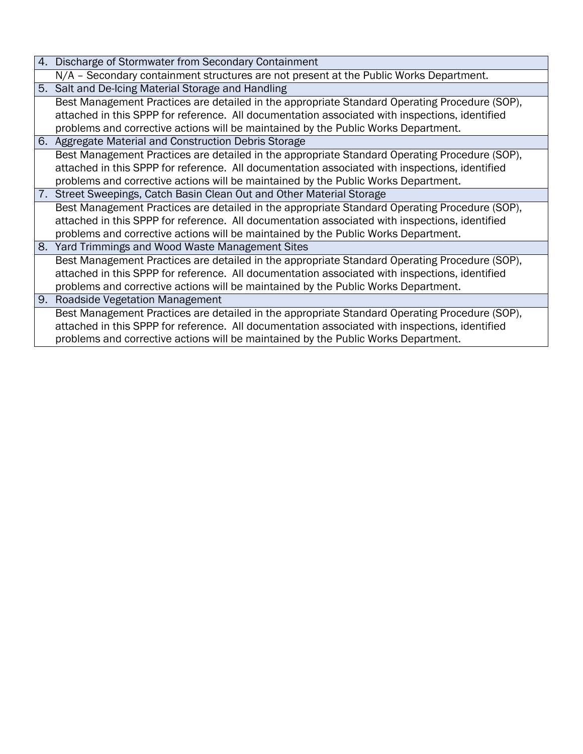| 4. Discharge of Stormwater from Secondary Containment |
| --- |
| N/A – Secondary containment structures are not present at the Public Works Department. |
| 5. Salt and De-Icing Material Storage and Handling |
| Best Management Practices are detailed in the appropriate Standard Operating Procedure (SOP), attached in this SPPP for reference. All documentation associated with inspections, identified problems and corrective actions will be maintained by the Public Works Department. |
| 6. Aggregate Material and Construction Debris Storage |
| Best Management Practices are detailed in the appropriate Standard Operating Procedure (SOP), attached in this SPPP for reference. All documentation associated with inspections, identified problems and corrective actions will be maintained by the Public Works Department. |
| 7. Street Sweepings, Catch Basin Clean Out and Other Material Storage |
| Best Management Practices are detailed in the appropriate Standard Operating Procedure (SOP), attached in this SPPP for reference. All documentation associated with inspections, identified problems and corrective actions will be maintained by the Public Works Department. |
| 8. Yard Trimmings and Wood Waste Management Sites |
| Best Management Practices are detailed in the appropriate Standard Operating Procedure (SOP), attached in this SPPP for reference. All documentation associated with inspections, identified problems and corrective actions will be maintained by the Public Works Department. |
| 9. Roadside Vegetation Management |
| Best Management Practices are detailed in the appropriate Standard Operating Procedure (SOP), attached in this SPPP for reference. All documentation associated with inspections, identified problems and corrective actions will be maintained by the Public Works Department. |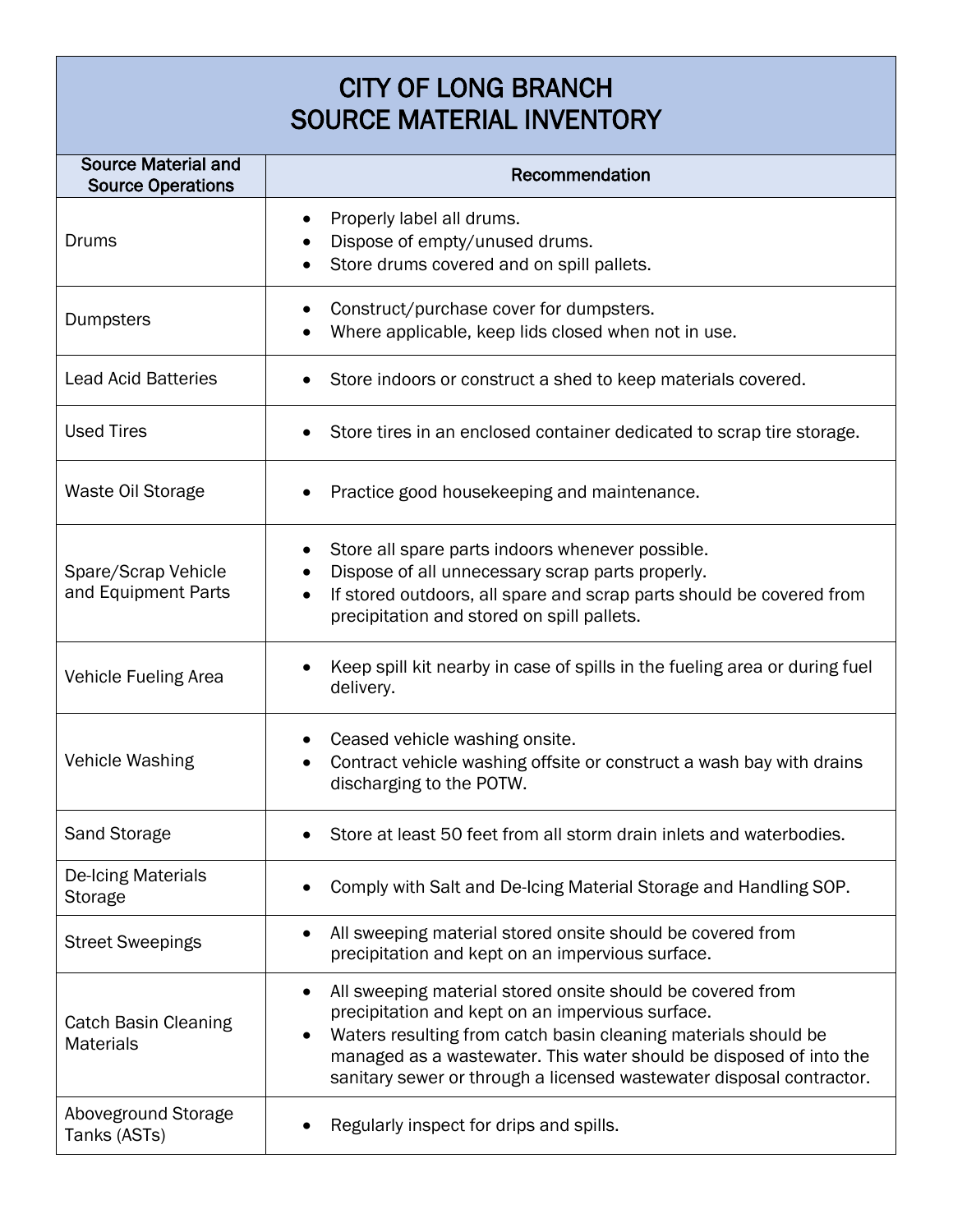# CITY OF LONG BRANCH
# SOURCE MATERIAL INVENTORY

| Source Material and Source Operations | Recommendation |
|---|---|
| Drums | • Properly label all drums.<br>• Dispose of empty/unused drums.<br>• Store drums covered and on spill pallets. |
| Dumpsters | • Construct/purchase cover for dumpsters.<br>• Where applicable, keep lids closed when not in use. |
| Lead Acid Batteries | • Store indoors or construct a shed to keep materials covered. |
| Used Tires | • Store tires in an enclosed container dedicated to scrap tire storage. |
| Waste Oil Storage | • Practice good housekeeping and maintenance. |
| Spare/Scrap Vehicle and Equipment Parts | • Store all spare parts indoors whenever possible.<br>• Dispose of all unnecessary scrap parts properly.<br>• If stored outdoors, all spare and scrap parts should be covered from precipitation and stored on spill pallets. |
| Vehicle Fueling Area | • Keep spill kit nearby in case of spills in the fueling area or during fuel delivery. |
| Vehicle Washing | • Ceased vehicle washing onsite.<br>• Contract vehicle washing offsite or construct a wash bay with drains discharging to the POTW. |
| Sand Storage | • Store at least 50 feet from all storm drain inlets and waterbodies. |
| De-Icing Materials Storage | • Comply with Salt and De-Icing Material Storage and Handling SOP. |
| Street Sweepings | • All sweeping material stored onsite should be covered from precipitation and kept on an impervious surface. |
| Catch Basin Cleaning Materials | • All sweeping material stored onsite should be covered from precipitation and kept on an impervious surface.<br>• Waters resulting from catch basin cleaning materials should be managed as a wastewater. This water should be disposed of into the sanitary sewer or through a licensed wastewater disposal contractor. |
| Aboveground Storage Tanks (ASTs) | • Regularly inspect for drips and spills. |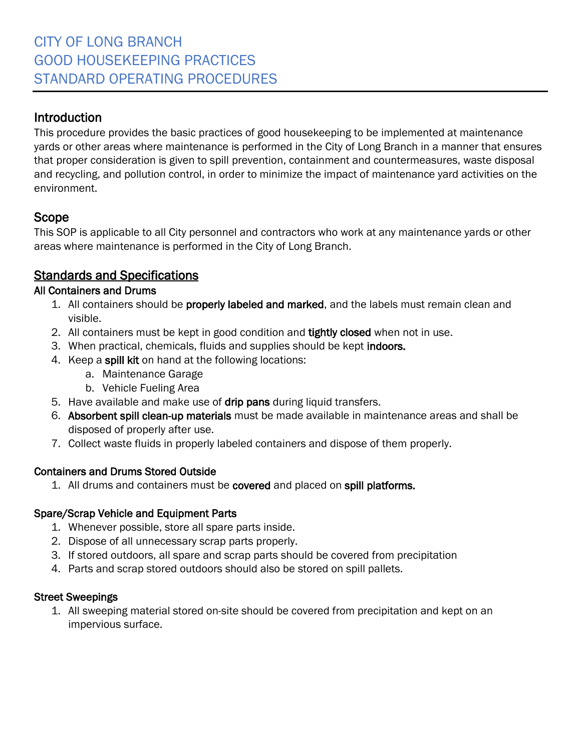# CITY OF LONG BRANCH
# GOOD HOUSEKEEPING PRACTICES
# STANDARD OPERATING PROCEDURES

## Introduction

This procedure provides the basic practices of good housekeeping to be implemented at maintenance yards or other areas where maintenance is performed in the City of Long Branch in a manner that ensures that proper consideration is given to spill prevention, containment and countermeasures, waste disposal and recycling, and pollution control, in order to minimize the impact of maintenance yard activities on the environment.

## Scope

This SOP is applicable to all City personnel and contractors who work at any maintenance yards or other areas where maintenance is performed in the City of Long Branch.

## Standards and Specifications

### All Containers and Drums

1. All containers should be **properly labeled and marked**, and the labels must remain clean and visible.
2. All containers must be kept in good condition and **tightly closed** when not in use.
3. When practical, chemicals, fluids and supplies should be kept **indoors.**
4. Keep a **spill kit** on hand at the following locations:
   a. Maintenance Garage
   b. Vehicle Fueling Area
5. Have available and make use of **drip pans** during liquid transfers.
6. **Absorbent spill clean-up materials** must be made available in maintenance areas and shall be disposed of properly after use.
7. Collect waste fluids in properly labeled containers and dispose of them properly.

### Containers and Drums Stored Outside

1. All drums and containers must be **covered** and placed on **spill platforms.**

### Spare/Scrap Vehicle and Equipment Parts

1. Whenever possible, store all spare parts inside.
2. Dispose of all unnecessary scrap parts properly.
3. If stored outdoors, all spare and scrap parts should be covered from precipitation
4. Parts and scrap stored outdoors should also be stored on spill pallets.

### Street Sweepings

1. All sweeping material stored on-site should be covered from precipitation and kept on an impervious surface.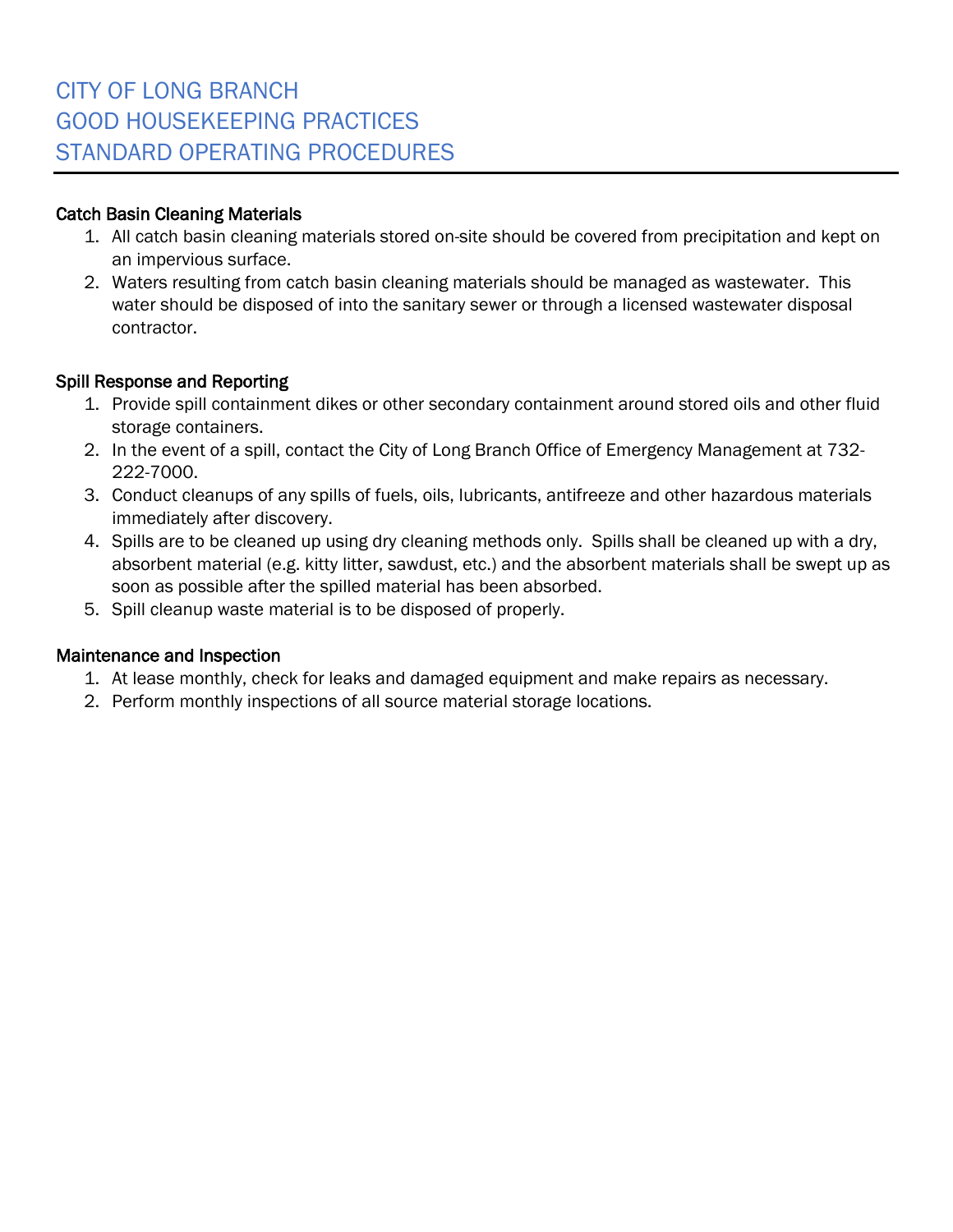# CITY OF LONG BRANCH
# GOOD HOUSEKEEPING PRACTICES
# STANDARD OPERATING PROCEDURES

### Catch Basin Cleaning Materials

1. All catch basin cleaning materials stored on-site should be covered from precipitation and kept on an impervious surface.
2. Waters resulting from catch basin cleaning materials should be managed as wastewater. This water should be disposed of into the sanitary sewer or through a licensed wastewater disposal contractor.

### Spill Response and Reporting

1. Provide spill containment dikes or other secondary containment around stored oils and other fluid storage containers.
2. In the event of a spill, contact the City of Long Branch Office of Emergency Management at 732-222-7000.
3. Conduct cleanups of any spills of fuels, oils, lubricants, antifreeze and other hazardous materials immediately after discovery.
4. Spills are to be cleaned up using dry cleaning methods only. Spills shall be cleaned up with a dry, absorbent material (e.g. kitty litter, sawdust, etc.) and the absorbent materials shall be swept up as soon as possible after the spilled material has been absorbed.
5. Spill cleanup waste material is to be disposed of properly.

### Maintenance and Inspection

1. At lease monthly, check for leaks and damaged equipment and make repairs as necessary.
2. Perform monthly inspections of all source material storage locations.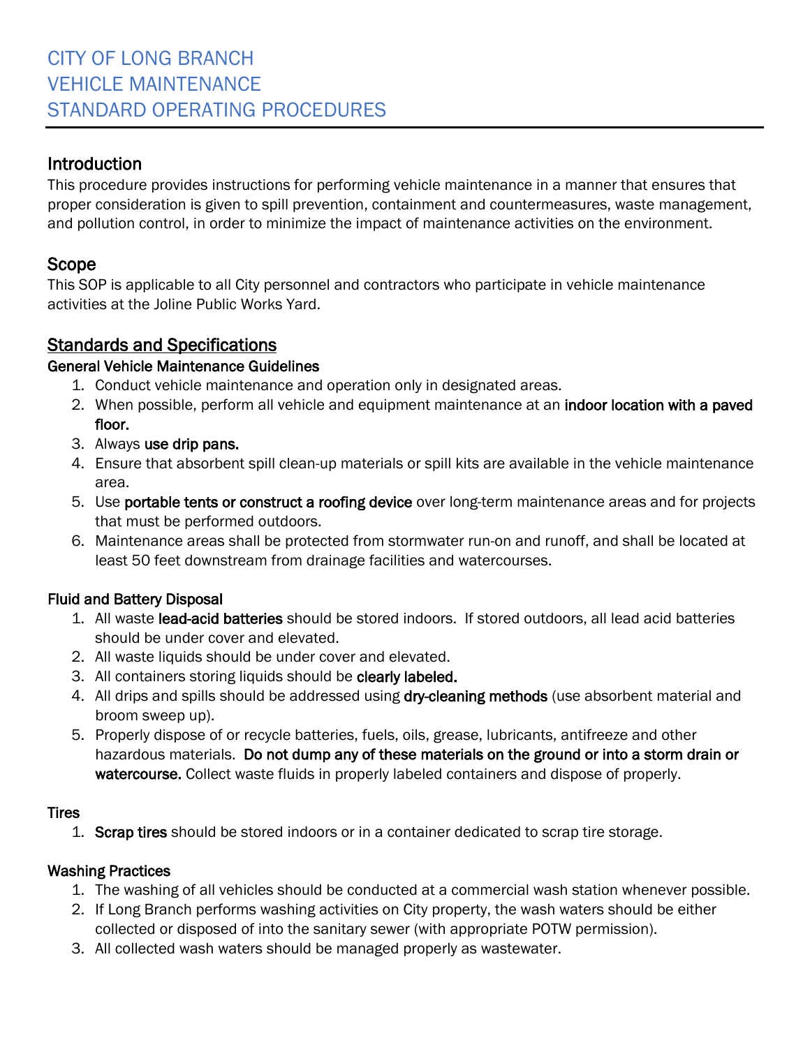# CITY OF LONG BRANCH
# VEHICLE MAINTENANCE
# STANDARD OPERATING PROCEDURES

## Introduction

This procedure provides instructions for performing vehicle maintenance in a manner that ensures that proper consideration is given to spill prevention, containment and countermeasures, waste management, and pollution control, in order to minimize the impact of maintenance activities on the environment.

## Scope

This SOP is applicable to all City personnel and contractors who participate in vehicle maintenance activities at the Joline Public Works Yard.

## Standards and Specifications

### General Vehicle Maintenance Guidelines

1. Conduct vehicle maintenance and operation only in designated areas.
2. When possible, perform all vehicle and equipment maintenance at an **indoor location with a paved floor.**
3. Always **use drip pans.**
4. Ensure that absorbent spill clean-up materials or spill kits are available in the vehicle maintenance area.
5. Use **portable tents or construct a roofing device** over long-term maintenance areas and for projects that must be performed outdoors.
6. Maintenance areas shall be protected from stormwater run-on and runoff, and shall be located at least 50 feet downstream from drainage facilities and watercourses.

### Fluid and Battery Disposal

1. All waste **lead-acid batteries** should be stored indoors. If stored outdoors, all lead acid batteries should be under cover and elevated.
2. All waste liquids should be under cover and elevated.
3. All containers storing liquids should be **clearly labeled.**
4. All drips and spills should be addressed using **dry-cleaning methods** (use absorbent material and broom sweep up).
5. Properly dispose of or recycle batteries, fuels, oils, grease, lubricants, antifreeze and other hazardous materials. **Do not dump any of these materials on the ground or into a storm drain or watercourse.** Collect waste fluids in properly labeled containers and dispose of properly.

### Tires

1. **Scrap tires** should be stored indoors or in a container dedicated to scrap tire storage.

### Washing Practices

1. The washing of all vehicles should be conducted at a commercial wash station whenever possible.
2. If Long Branch performs washing activities on City property, the wash waters should be either collected or disposed of into the sanitary sewer (with appropriate POTW permission).
3. All collected wash waters should be managed properly as wastewater.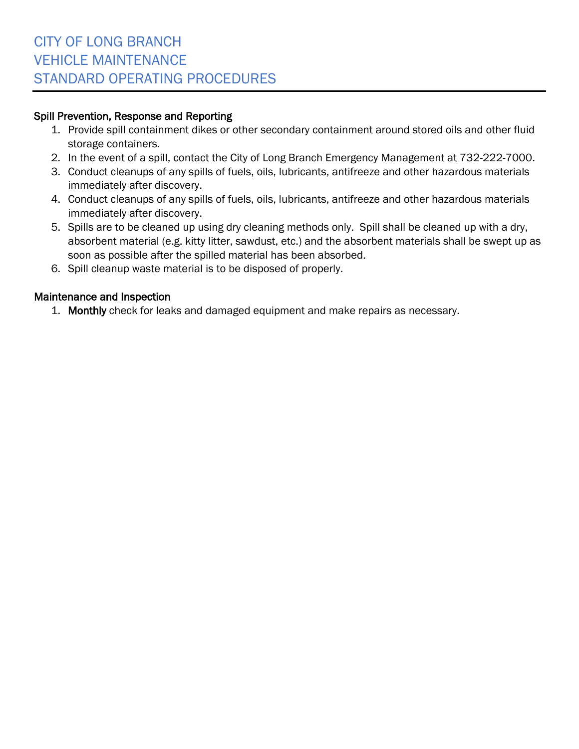# CITY OF LONG BRANCH
# VEHICLE MAINTENANCE
# STANDARD OPERATING PROCEDURES

## Spill Prevention, Response and Reporting

1. Provide spill containment dikes or other secondary containment around stored oils and other fluid storage containers.
2. In the event of a spill, contact the City of Long Branch Emergency Management at 732-222-7000.
3. Conduct cleanups of any spills of fuels, oils, lubricants, antifreeze and other hazardous materials immediately after discovery.
4. Conduct cleanups of any spills of fuels, oils, lubricants, antifreeze and other hazardous materials immediately after discovery.
5. Spills are to be cleaned up using dry cleaning methods only. Spill shall be cleaned up with a dry, absorbent material (e.g. kitty litter, sawdust, etc.) and the absorbent materials shall be swept up as soon as possible after the spilled material has been absorbed.
6. Spill cleanup waste material is to be disposed of properly.

## Maintenance and Inspection

1. **Monthly** check for leaks and damaged equipment and make repairs as necessary.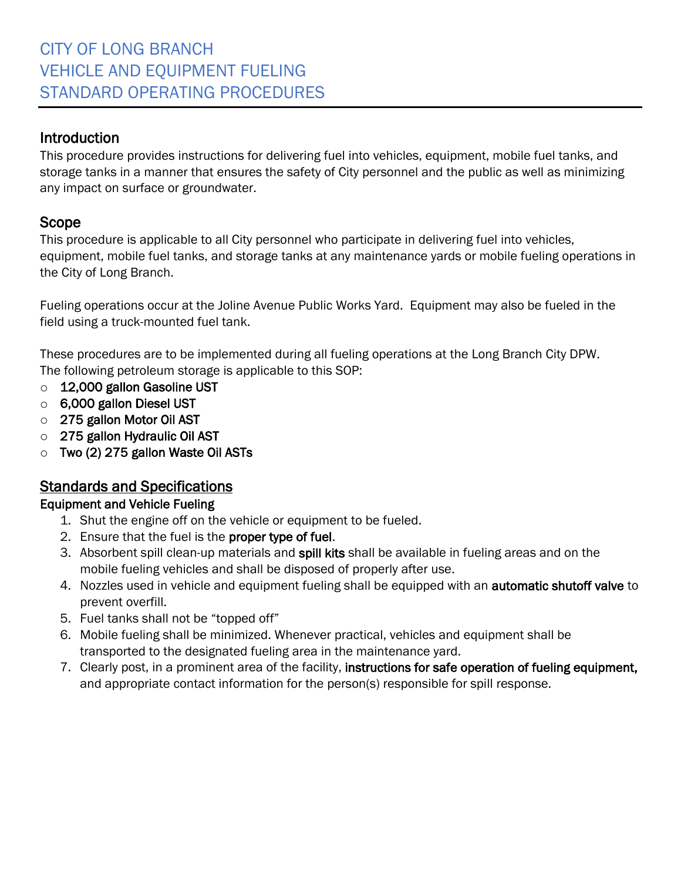# CITY OF LONG BRANCH
# VEHICLE AND EQUIPMENT FUELING
# STANDARD OPERATING PROCEDURES

## Introduction

This procedure provides instructions for delivering fuel into vehicles, equipment, mobile fuel tanks, and storage tanks in a manner that ensures the safety of City personnel and the public as well as minimizing any impact on surface or groundwater.

## Scope

This procedure is applicable to all City personnel who participate in delivering fuel into vehicles, equipment, mobile fuel tanks, and storage tanks at any maintenance yards or mobile fueling operations in the City of Long Branch.

Fueling operations occur at the Joline Avenue Public Works Yard. Equipment may also be fueled in the field using a truck-mounted fuel tank.

These procedures are to be implemented during all fueling operations at the Long Branch City DPW. The following petroleum storage is applicable to this SOP:

- **12,000 gallon Gasoline UST**
- **6,000 gallon Diesel UST**
- **275 gallon Motor Oil AST**
- **275 gallon Hydraulic Oil AST**
- **Two (2) 275 gallon Waste Oil ASTs**

## Standards and Specifications

### Equipment and Vehicle Fueling

1. Shut the engine off on the vehicle or equipment to be fueled.
2. Ensure that the fuel is the **proper type of fuel**.
3. Absorbent spill clean-up materials and **spill kits** shall be available in fueling areas and on the mobile fueling vehicles and shall be disposed of properly after use.
4. Nozzles used in vehicle and equipment fueling shall be equipped with an **automatic shutoff valve** to prevent overfill.
5. Fuel tanks shall not be "topped off"
6. Mobile fueling shall be minimized. Whenever practical, vehicles and equipment shall be transported to the designated fueling area in the maintenance yard.
7. Clearly post, in a prominent area of the facility, **instructions for safe operation of fueling equipment,** and appropriate contact information for the person(s) responsible for spill response.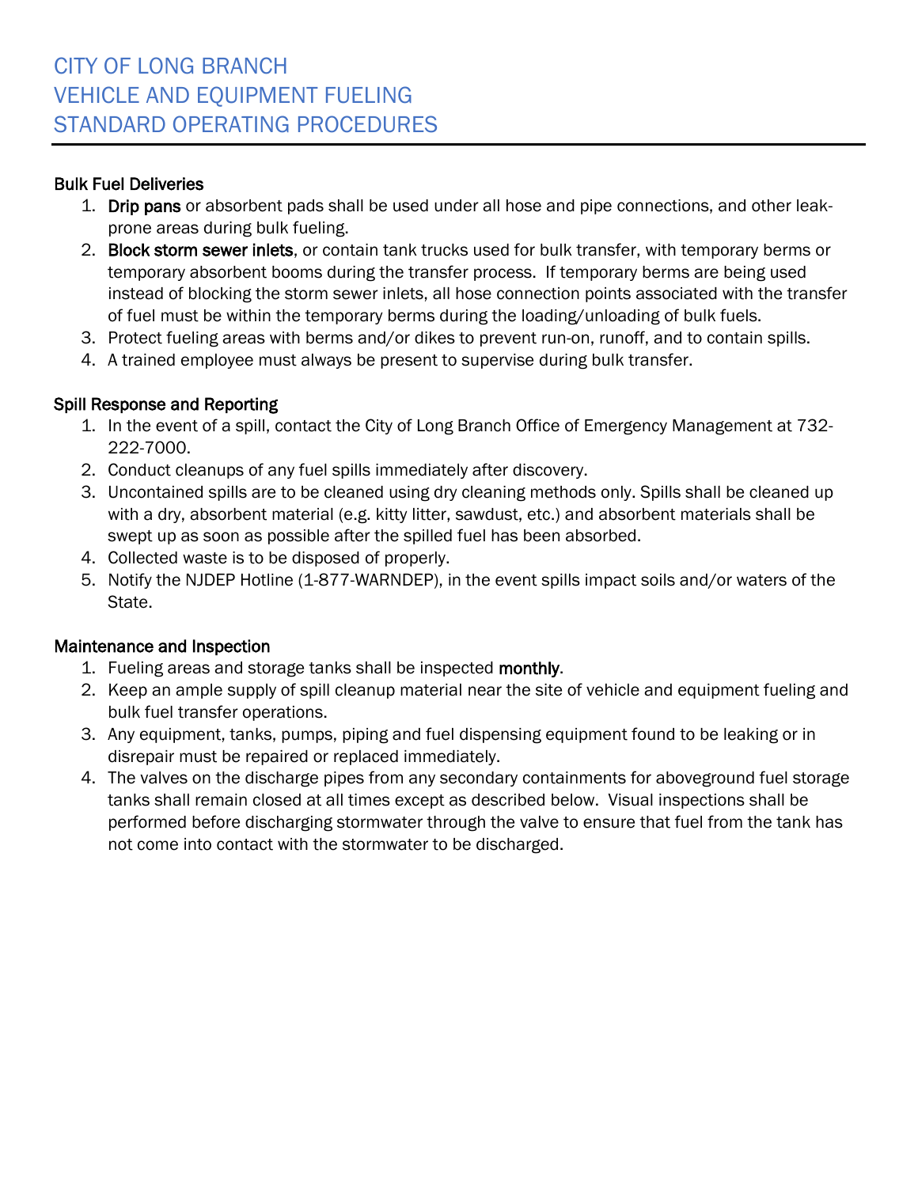# CITY OF LONG BRANCH
# VEHICLE AND EQUIPMENT FUELING
# STANDARD OPERATING PROCEDURES

**Bulk Fuel Deliveries**

1. **Drip pans** or absorbent pads shall be used under all hose and pipe connections, and other leak-prone areas during bulk fueling.
2. **Block storm sewer inlets**, or contain tank trucks used for bulk transfer, with temporary berms or temporary absorbent booms during the transfer process. If temporary berms are being used instead of blocking the storm sewer inlets, all hose connection points associated with the transfer of fuel must be within the temporary berms during the loading/unloading of bulk fuels.
3. Protect fueling areas with berms and/or dikes to prevent run-on, runoff, and to contain spills.
4. A trained employee must always be present to supervise during bulk transfer.

**Spill Response and Reporting**

1. In the event of a spill, contact the City of Long Branch Office of Emergency Management at 732-222-7000.
2. Conduct cleanups of any fuel spills immediately after discovery.
3. Uncontained spills are to be cleaned using dry cleaning methods only. Spills shall be cleaned up with a dry, absorbent material (e.g. kitty litter, sawdust, etc.) and absorbent materials shall be swept up as soon as possible after the spilled fuel has been absorbed.
4. Collected waste is to be disposed of properly.
5. Notify the NJDEP Hotline (1-877-WARNDEP), in the event spills impact soils and/or waters of the State.

**Maintenance and Inspection**

1. Fueling areas and storage tanks shall be inspected **monthly**.
2. Keep an ample supply of spill cleanup material near the site of vehicle and equipment fueling and bulk fuel transfer operations.
3. Any equipment, tanks, pumps, piping and fuel dispensing equipment found to be leaking or in disrepair must be repaired or replaced immediately.
4. The valves on the discharge pipes from any secondary containments for aboveground fuel storage tanks shall remain closed at all times except as described below. Visual inspections shall be performed before discharging stormwater through the valve to ensure that fuel from the tank has not come into contact with the stormwater to be discharged.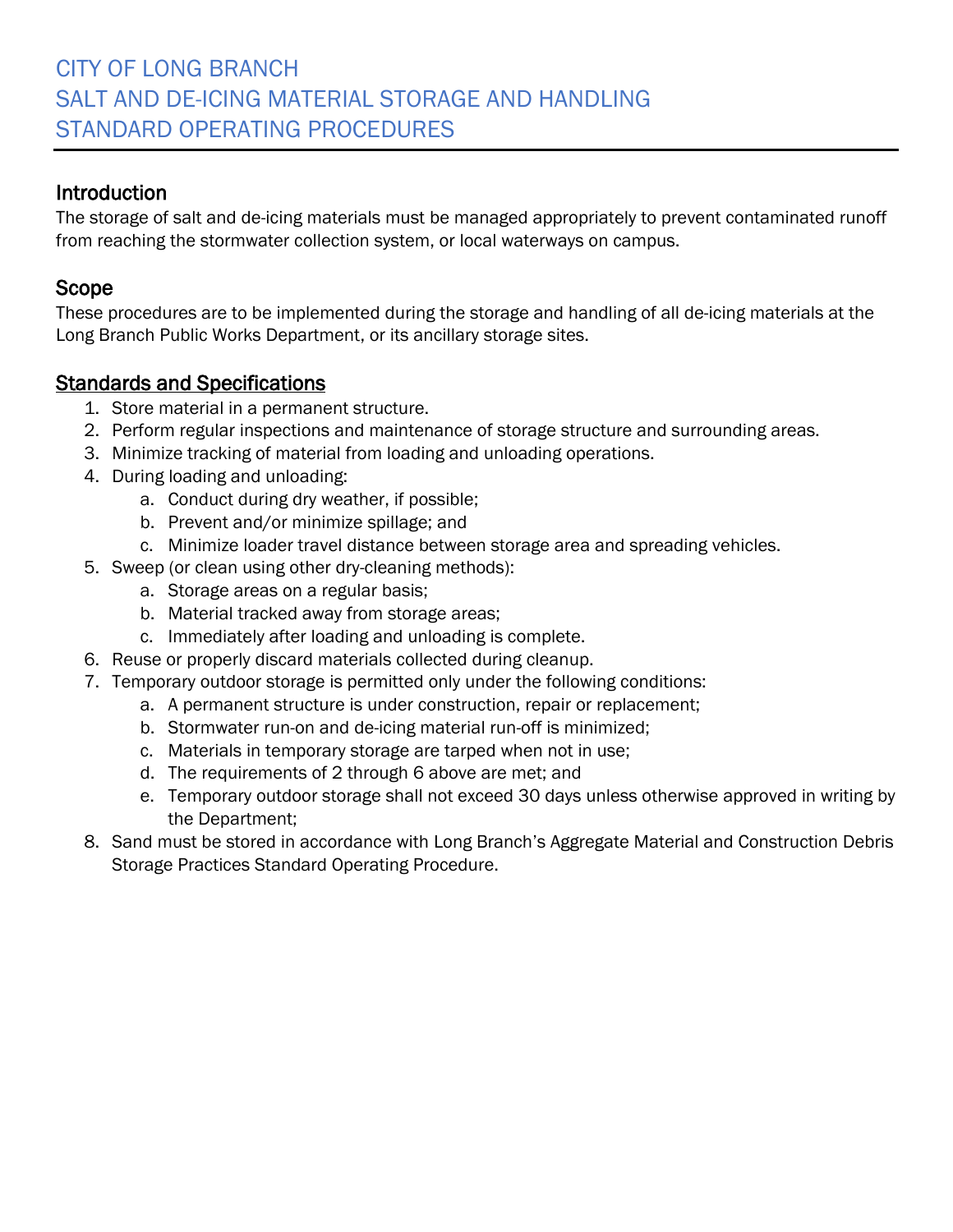# CITY OF LONG BRANCH
# SALT AND DE-ICING MATERIAL STORAGE AND HANDLING
# STANDARD OPERATING PROCEDURES

## Introduction

The storage of salt and de-icing materials must be managed appropriately to prevent contaminated runoff from reaching the stormwater collection system, or local waterways on campus.

## Scope

These procedures are to be implemented during the storage and handling of all de-icing materials at the Long Branch Public Works Department, or its ancillary storage sites.

## Standards and Specifications

1. Store material in a permanent structure.
2. Perform regular inspections and maintenance of storage structure and surrounding areas.
3. Minimize tracking of material from loading and unloading operations.
4. During loading and unloading:
   a. Conduct during dry weather, if possible;
   b. Prevent and/or minimize spillage; and
   c. Minimize loader travel distance between storage area and spreading vehicles.
5. Sweep (or clean using other dry-cleaning methods):
   a. Storage areas on a regular basis;
   b. Material tracked away from storage areas;
   c. Immediately after loading and unloading is complete.
6. Reuse or properly discard materials collected during cleanup.
7. Temporary outdoor storage is permitted only under the following conditions:
   a. A permanent structure is under construction, repair or replacement;
   b. Stormwater run-on and de-icing material run-off is minimized;
   c. Materials in temporary storage are tarped when not in use;
   d. The requirements of 2 through 6 above are met; and
   e. Temporary outdoor storage shall not exceed 30 days unless otherwise approved in writing by the Department;
8. Sand must be stored in accordance with Long Branch's Aggregate Material and Construction Debris Storage Practices Standard Operating Procedure.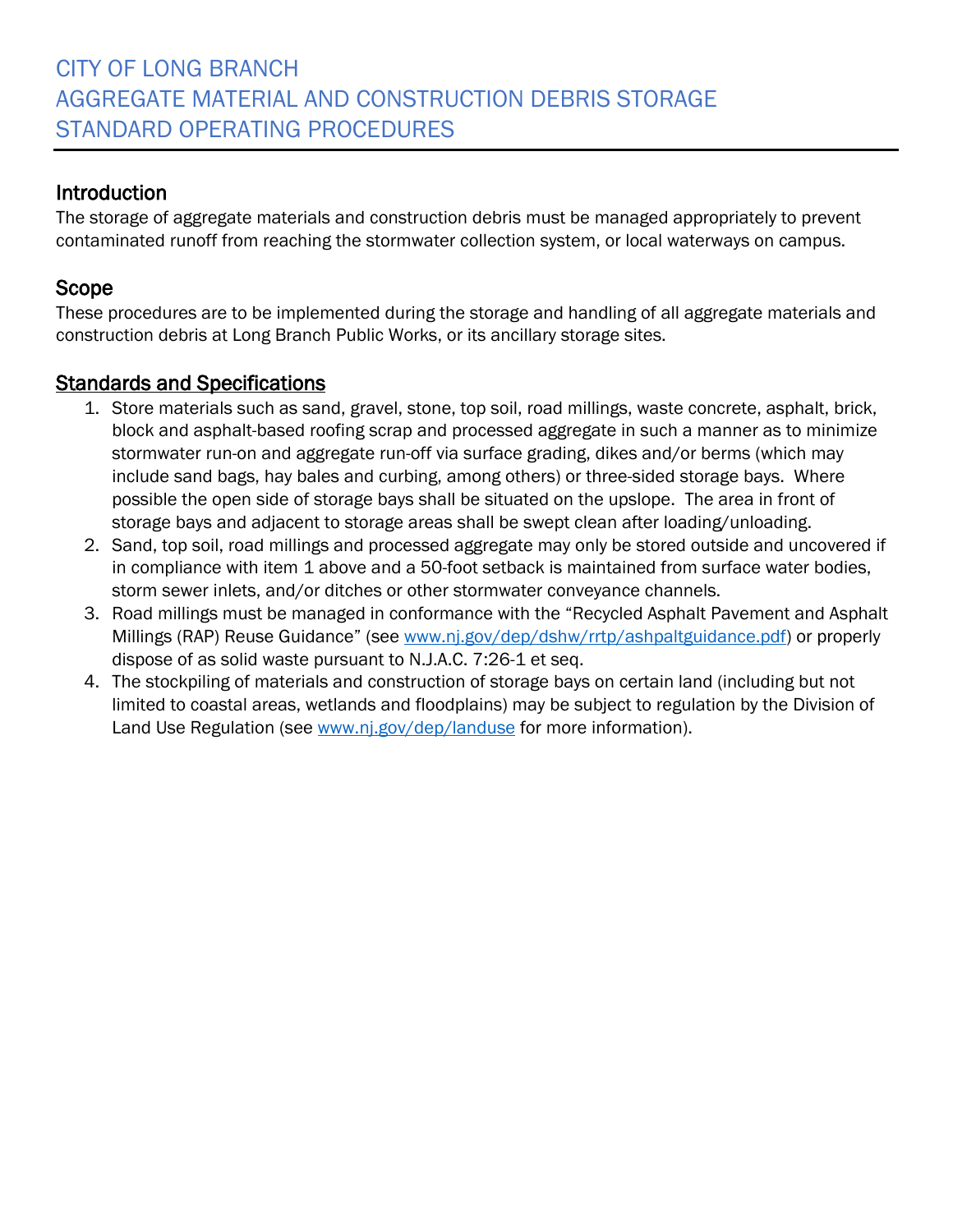# CITY OF LONG BRANCH
# AGGREGATE MATERIAL AND CONSTRUCTION DEBRIS STORAGE
# STANDARD OPERATING PROCEDURES

## Introduction

The storage of aggregate materials and construction debris must be managed appropriately to prevent contaminated runoff from reaching the stormwater collection system, or local waterways on campus.

## Scope

These procedures are to be implemented during the storage and handling of all aggregate materials and construction debris at Long Branch Public Works, or its ancillary storage sites.

## Standards and Specifications

1. Store materials such as sand, gravel, stone, top soil, road millings, waste concrete, asphalt, brick, block and asphalt-based roofing scrap and processed aggregate in such a manner as to minimize stormwater run-on and aggregate run-off via surface grading, dikes and/or berms (which may include sand bags, hay bales and curbing, among others) or three-sided storage bays. Where possible the open side of storage bays shall be situated on the upslope. The area in front of storage bays and adjacent to storage areas shall be swept clean after loading/unloading.
2. Sand, top soil, road millings and processed aggregate may only be stored outside and uncovered if in compliance with item 1 above and a 50-foot setback is maintained from surface water bodies, storm sewer inlets, and/or ditches or other stormwater conveyance channels.
3. Road millings must be managed in conformance with the "Recycled Asphalt Pavement and Asphalt Millings (RAP) Reuse Guidance" (see www.nj.gov/dep/dshw/rrtp/ashpaltguidance.pdf) or properly dispose of as solid waste pursuant to N.J.A.C. 7:26-1 et seq.
4. The stockpiling of materials and construction of storage bays on certain land (including but not limited to coastal areas, wetlands and floodplains) may be subject to regulation by the Division of Land Use Regulation (see www.nj.gov/dep/landuse for more information).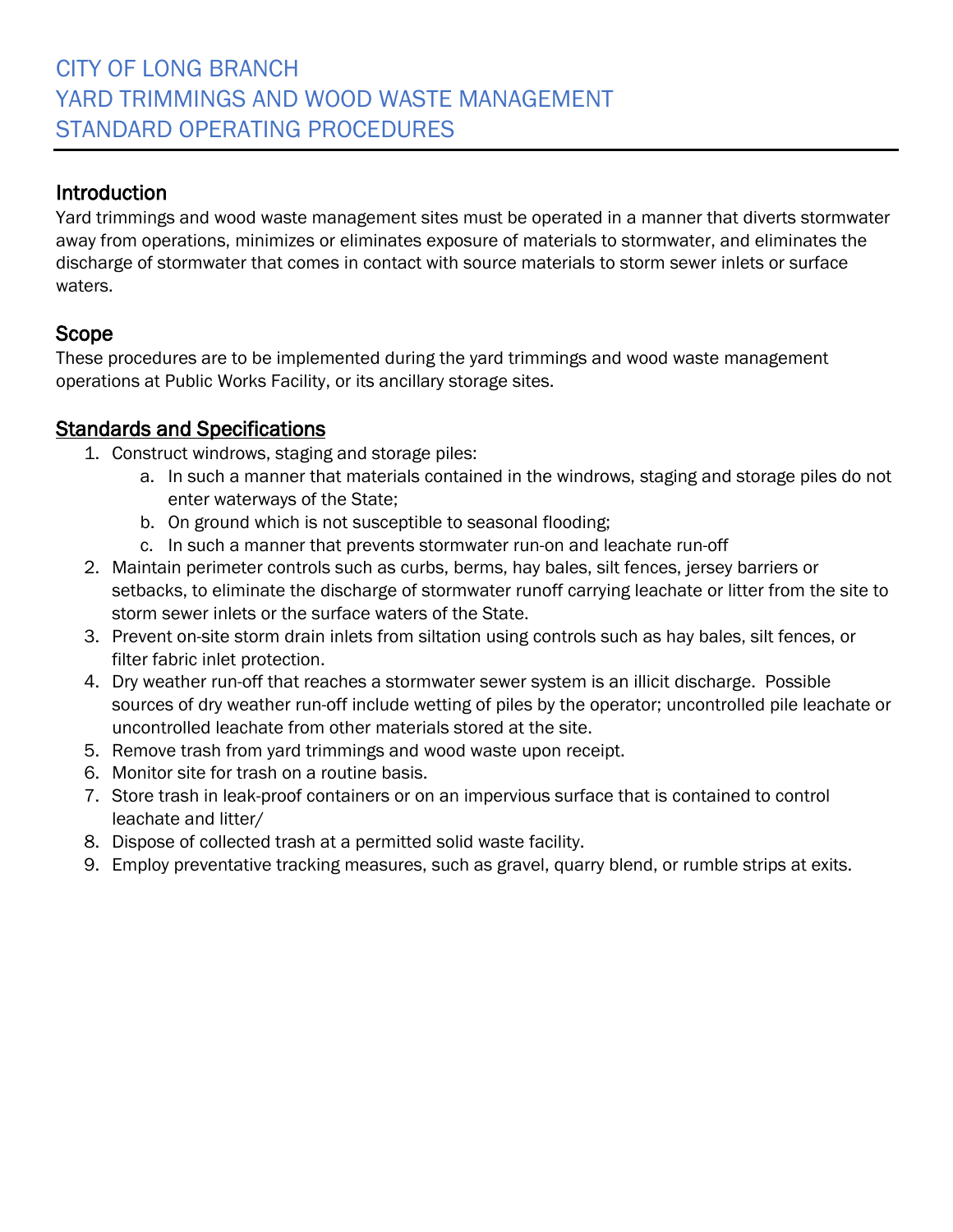# CITY OF LONG BRANCH
# YARD TRIMMINGS AND WOOD WASTE MANAGEMENT
# STANDARD OPERATING PROCEDURES

## Introduction

Yard trimmings and wood waste management sites must be operated in a manner that diverts stormwater away from operations, minimizes or eliminates exposure of materials to stormwater, and eliminates the discharge of stormwater that comes in contact with source materials to storm sewer inlets or surface waters.

## Scope

These procedures are to be implemented during the yard trimmings and wood waste management operations at Public Works Facility, or its ancillary storage sites.

## Standards and Specifications

1. Construct windrows, staging and storage piles:
   a. In such a manner that materials contained in the windrows, staging and storage piles do not enter waterways of the State;
   b. On ground which is not susceptible to seasonal flooding;
   c. In such a manner that prevents stormwater run-on and leachate run-off
2. Maintain perimeter controls such as curbs, berms, hay bales, silt fences, jersey barriers or setbacks, to eliminate the discharge of stormwater runoff carrying leachate or litter from the site to storm sewer inlets or the surface waters of the State.
3. Prevent on-site storm drain inlets from siltation using controls such as hay bales, silt fences, or filter fabric inlet protection.
4. Dry weather run-off that reaches a stormwater sewer system is an illicit discharge. Possible sources of dry weather run-off include wetting of piles by the operator; uncontrolled pile leachate or uncontrolled leachate from other materials stored at the site.
5. Remove trash from yard trimmings and wood waste upon receipt.
6. Monitor site for trash on a routine basis.
7. Store trash in leak-proof containers or on an impervious surface that is contained to control leachate and litter/
8. Dispose of collected trash at a permitted solid waste facility.
9. Employ preventative tracking measures, such as gravel, quarry blend, or rumble strips at exits.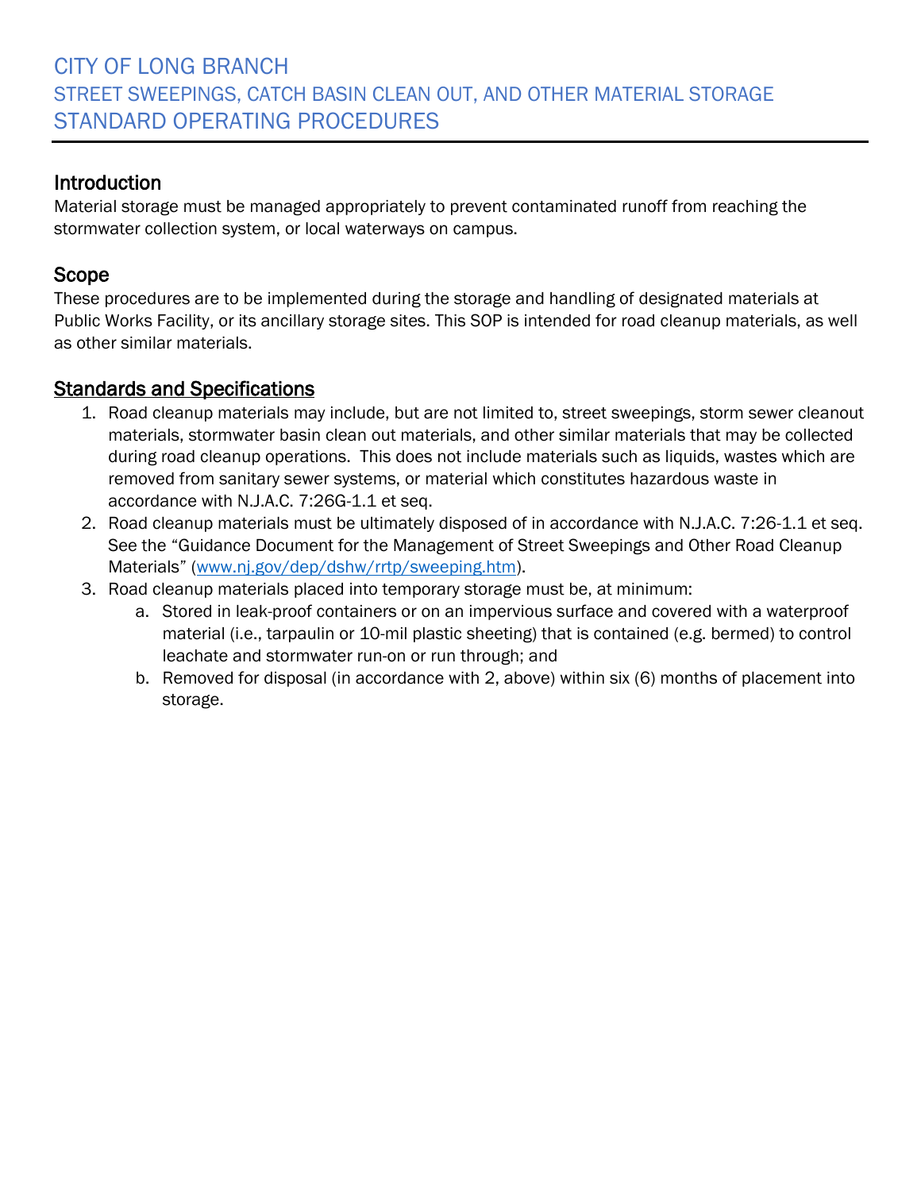# CITY OF LONG BRANCH
## STREET SWEEPINGS, CATCH BASIN CLEAN OUT, AND OTHER MATERIAL STORAGE
## STANDARD OPERATING PROCEDURES

### Introduction

Material storage must be managed appropriately to prevent contaminated runoff from reaching the stormwater collection system, or local waterways on campus.

### Scope

These procedures are to be implemented during the storage and handling of designated materials at Public Works Facility, or its ancillary storage sites. This SOP is intended for road cleanup materials, as well as other similar materials.

### Standards and Specifications

1. Road cleanup materials may include, but are not limited to, street sweepings, storm sewer cleanout materials, stormwater basin clean out materials, and other similar materials that may be collected during road cleanup operations. This does not include materials such as liquids, wastes which are removed from sanitary sewer systems, or material which constitutes hazardous waste in accordance with N.J.A.C. 7:26G-1.1 et seq.
2. Road cleanup materials must be ultimately disposed of in accordance with N.J.A.C. 7:26-1.1 et seq. See the "Guidance Document for the Management of Street Sweepings and Other Road Cleanup Materials" (www.nj.gov/dep/dshw/rrtp/sweeping.htm).
3. Road cleanup materials placed into temporary storage must be, at minimum:
   a. Stored in leak-proof containers or on an impervious surface and covered with a waterproof material (i.e., tarpaulin or 10-mil plastic sheeting) that is contained (e.g. bermed) to control leachate and stormwater run-on or run through; and
   b. Removed for disposal (in accordance with 2, above) within six (6) months of placement into storage.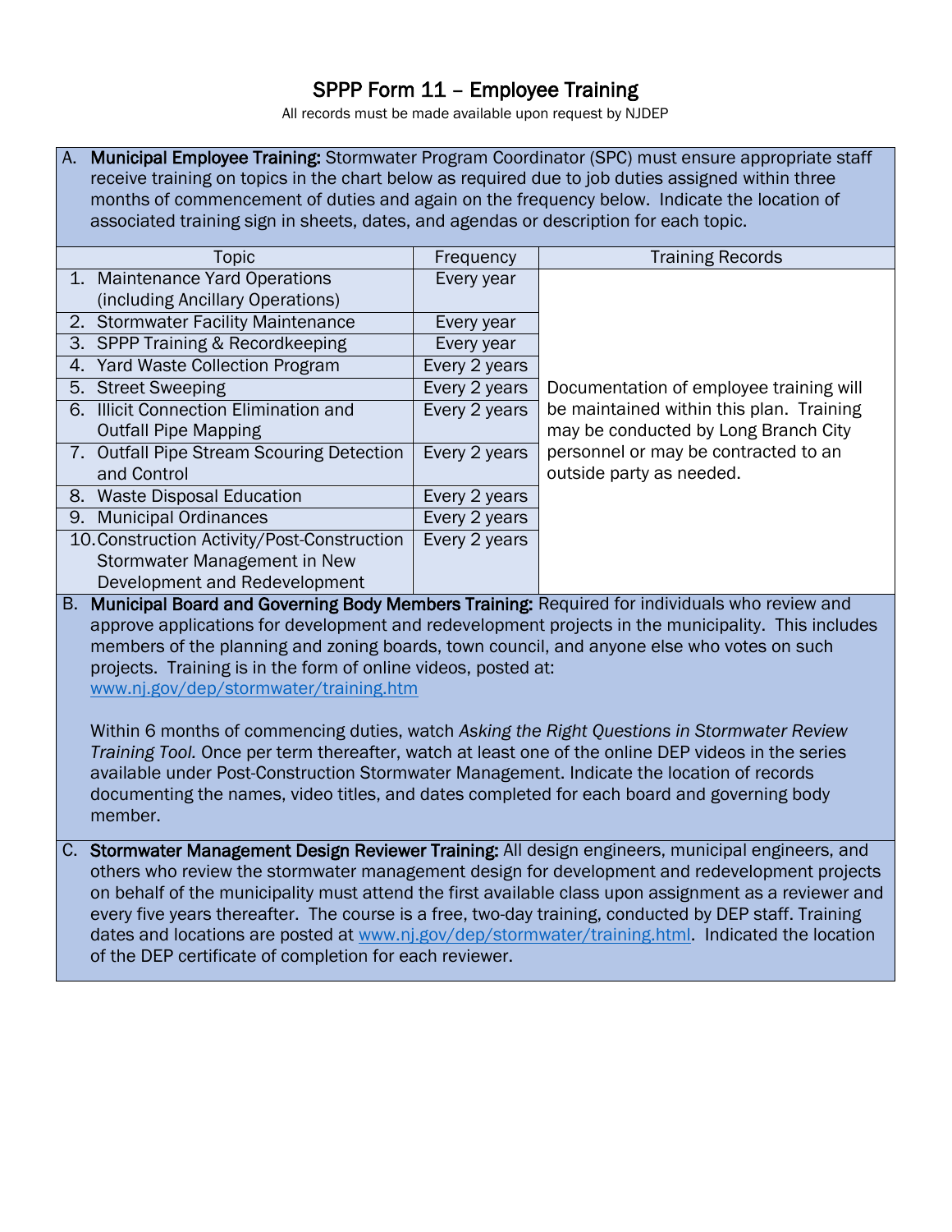# SPPP Form 11 – Employee Training

All records must be made available upon request by NJDEP

A. **Municipal Employee Training:** Stormwater Program Coordinator (SPC) must ensure appropriate staff receive training on topics in the chart below as required due to job duties assigned within three months of commencement of duties and again on the frequency below. Indicate the location of associated training sign in sheets, dates, and agendas or description for each topic.

| Topic | Frequency | Training Records |
|---|---|---|
| 1. Maintenance Yard Operations (including Ancillary Operations) | Every year | Documentation of employee training will be maintained within this plan. Training may be conducted by Long Branch City personnel or may be contracted to an outside party as needed. |
| 2. Stormwater Facility Maintenance | Every year | |
| 3. SPPP Training & Recordkeeping | Every year | |
| 4. Yard Waste Collection Program | Every 2 years | |
| 5. Street Sweeping | Every 2 years | |
| 6. Illicit Connection Elimination and Outfall Pipe Mapping | Every 2 years | |
| 7. Outfall Pipe Stream Scouring Detection and Control | Every 2 years | |
| 8. Waste Disposal Education | Every 2 years | |
| 9. Municipal Ordinances | Every 2 years | |
| 10. Construction Activity/Post-Construction Stormwater Management in New Development and Redevelopment | Every 2 years | |

B. **Municipal Board and Governing Body Members Training:** Required for individuals who review and approve applications for development and redevelopment projects in the municipality. This includes members of the planning and zoning boards, town council, and anyone else who votes on such projects. Training is in the form of online videos, posted at: www.nj.gov/dep/stormwater/training.htm

Within 6 months of commencing duties, watch *Asking the Right Questions in Stormwater Review Training Tool.* Once per term thereafter, watch at least one of the online DEP videos in the series available under Post-Construction Stormwater Management. Indicate the location of records documenting the names, video titles, and dates completed for each board and governing body member.

C. **Stormwater Management Design Reviewer Training:** All design engineers, municipal engineers, and others who review the stormwater management design for development and redevelopment projects on behalf of the municipality must attend the first available class upon assignment as a reviewer and every five years thereafter. The course is a free, two-day training, conducted by DEP staff. Training dates and locations are posted at www.nj.gov/dep/stormwater/training.html. Indicated the location of the DEP certificate of completion for each reviewer.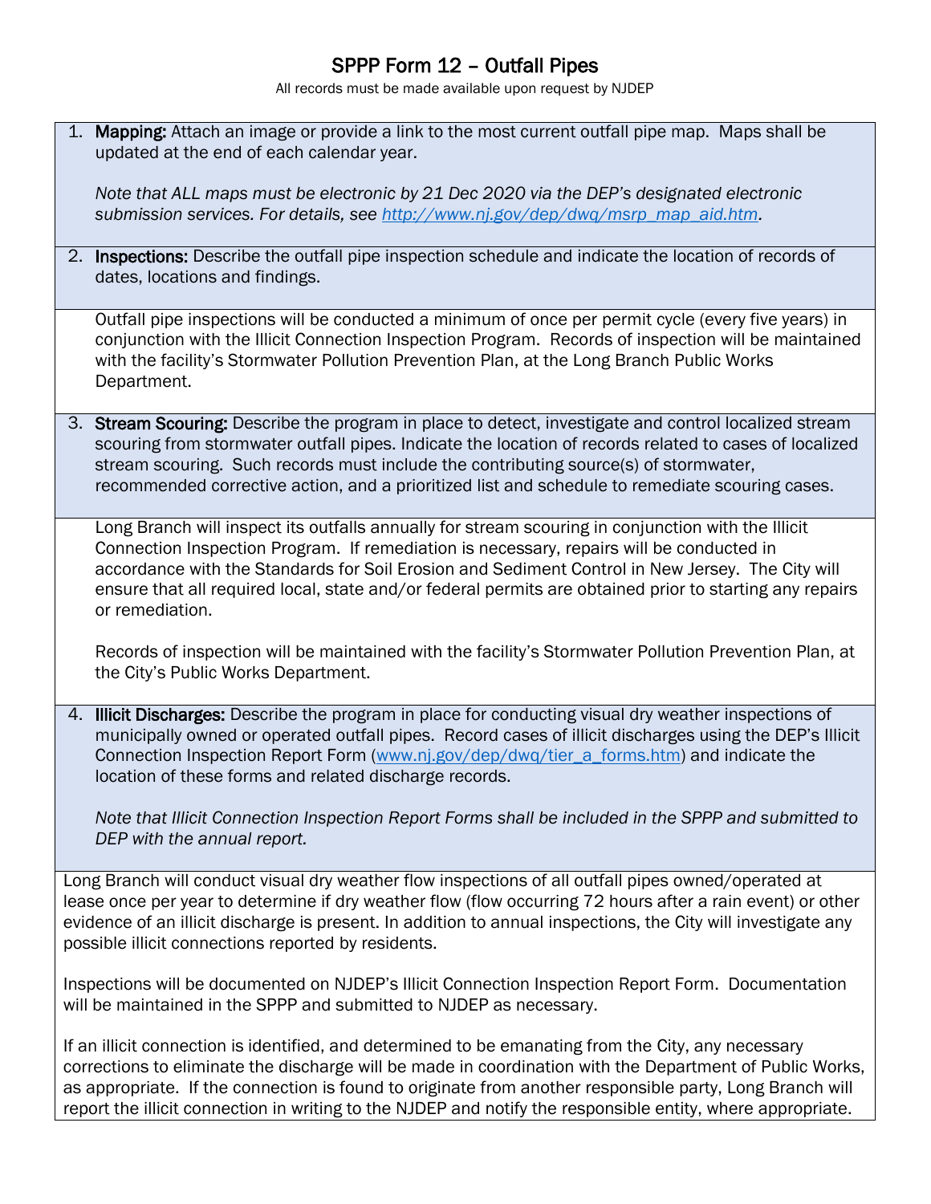# SPPP Form 12 – Outfall Pipes

All records must be made available upon request by NJDEP

1. **Mapping:** Attach an image or provide a link to the most current outfall pipe map. Maps shall be updated at the end of each calendar year.

   *Note that ALL maps must be electronic by 21 Dec 2020 via the DEP's designated electronic submission services. For details, see [http://www.nj.gov/dep/dwq/msrp_map_aid.htm](http://www.nj.gov/dep/dwq/msrp_map_aid.htm).*

2. **Inspections:** Describe the outfall pipe inspection schedule and indicate the location of records of dates, locations and findings.

   Outfall pipe inspections will be conducted a minimum of once per permit cycle (every five years) in conjunction with the Illicit Connection Inspection Program. Records of inspection will be maintained with the facility's Stormwater Pollution Prevention Plan, at the Long Branch Public Works Department.

3. **Stream Scouring:** Describe the program in place to detect, investigate and control localized stream scouring from stormwater outfall pipes. Indicate the location of records related to cases of localized stream scouring. Such records must include the contributing source(s) of stormwater, recommended corrective action, and a prioritized list and schedule to remediate scouring cases.

   Long Branch will inspect its outfalls annually for stream scouring in conjunction with the Illicit Connection Inspection Program. If remediation is necessary, repairs will be conducted in accordance with the Standards for Soil Erosion and Sediment Control in New Jersey. The City will ensure that all required local, state and/or federal permits are obtained prior to starting any repairs or remediation.

   Records of inspection will be maintained with the facility's Stormwater Pollution Prevention Plan, at the City's Public Works Department.

4. **Illicit Discharges:** Describe the program in place for conducting visual dry weather inspections of municipally owned or operated outfall pipes. Record cases of illicit discharges using the DEP's Illicit Connection Inspection Report Form ([www.nj.gov/dep/dwq/tier_a_forms.htm](www.nj.gov/dep/dwq/tier_a_forms.htm)) and indicate the location of these forms and related discharge records.

   *Note that Illicit Connection Inspection Report Forms shall be included in the SPPP and submitted to DEP with the annual report.*

Long Branch will conduct visual dry weather flow inspections of all outfall pipes owned/operated at lease once per year to determine if dry weather flow (flow occurring 72 hours after a rain event) or other evidence of an illicit discharge is present. In addition to annual inspections, the City will investigate any possible illicit connections reported by residents.

Inspections will be documented on NJDEP's Illicit Connection Inspection Report Form. Documentation will be maintained in the SPPP and submitted to NJDEP as necessary.

If an illicit connection is identified, and determined to be emanating from the City, any necessary corrections to eliminate the discharge will be made in coordination with the Department of Public Works, as appropriate. If the connection is found to originate from another responsible party, Long Branch will report the illicit connection in writing to the NJDEP and notify the responsible entity, where appropriate.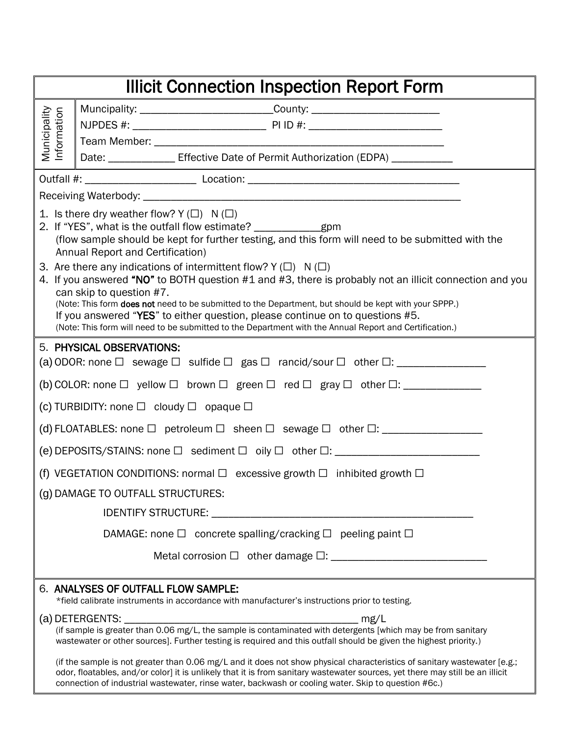# Illicit Connection Inspection Report Form

**Municipality Information**

Muncipality: ________________________ County: _______________________

NJPDES #: ________________________ PI ID #: ________________________

Team Member: ____________________________________________________

Date: ____________ Effective Date of Permit Authorization (EDPA) ___________

---

Outfall #: ____________________ Location: ______________________________________

Receiving Waterbody: ___________________________________________________________

1. Is there dry weather flow? Y (☐) N (☐)
2. If "YES", what is the outfall flow estimate? ____________gpm
   (flow sample should be kept for further testing, and this form will need to be submitted with the Annual Report and Certification)
3. Are there any indications of intermittent flow? Y (☐) N (☐)
4. If you answered **"NO"** to BOTH question #1 and #3, there is probably not an illicit connection and you can skip to question #7.
   (Note: This form **does not** need to be submitted to the Department, but should be kept with your SPPP.)
   If you answered "**YES**" to either question, please continue on to questions #5.
   (Note: This form will need to be submitted to the Department with the Annual Report and Certification.)

---

5. **PHYSICAL OBSERVATIONS:**

(a) ODOR: none ☐ sewage ☐ sulfide ☐ gas ☐ rancid/sour ☐ other ☐: ________________

(b) COLOR: none ☐ yellow ☐ brown ☐ green ☐ red ☐ gray ☐ other ☐: ______________

(c) TURBIDITY: none ☐ cloudy ☐ opaque ☐

(d) FLOATABLES: none ☐ petroleum ☐ sheen ☐ sewage ☐ other ☐: __________________

(e) DEPOSITS/STAINS: none ☐ sediment ☐ oily ☐ other ☐: ___________________________

(f) VEGETATION CONDITIONS: normal ☐ excessive growth ☐ inhibited growth ☐

(g) DAMAGE TO OUTFALL STRUCTURES:

IDENTIFY STRUCTURE: _________________________________________________

DAMAGE: none ☐ concrete spalling/cracking ☐ peeling paint ☐

Metal corrosion ☐ other damage ☐: ____________________________

---

6. **ANALYSES OF OUTFALL FLOW SAMPLE:**
   *field calibrate instruments in accordance with manufacturer's instructions prior to testing.

(a) DETERGENTS: ____________________________________________ mg/L

(if sample is greater than 0.06 mg/L, the sample is contaminated with detergents [which may be from sanitary wastewater or other sources]. Further testing is required and this outfall should be given the highest priority.)

(if the sample is not greater than 0.06 mg/L and it does not show physical characteristics of sanitary wastewater [e.g.; odor, floatables, and/or color] it is unlikely that it is from sanitary wastewater sources, yet there may still be an illicit connection of industrial wastewater, rinse water, backwash or cooling water. Skip to question #6c.)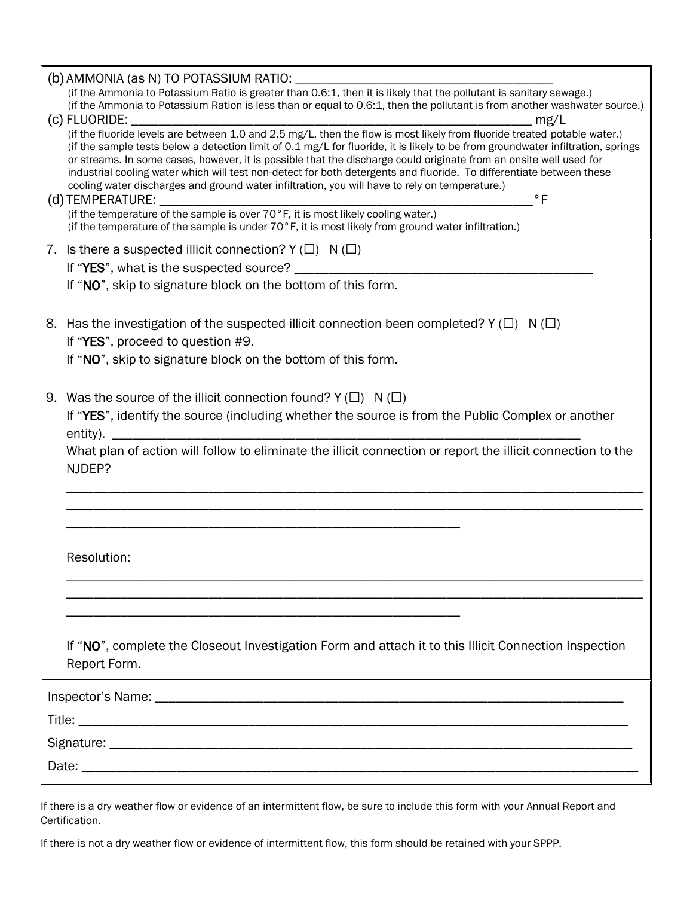(b) AMMONIA (as N) TO POTASSIUM RATIO: ________________________________________

(if the Ammonia to Potassium Ratio is greater than 0.6:1, then it is likely that the pollutant is sanitary sewage.)
(if the Ammonia to Potassium Ration is less than or equal to 0.6:1, then the pollutant is from another washwater source.)

(c) FLUORIDE: ____________________________________________________________ mg/L

(if the fluoride levels are between 1.0 and 2.5 mg/L, then the flow is most likely from fluoride treated potable water.)
(if the sample tests below a detection limit of 0.1 mg/L for fluoride, it is likely to be from groundwater infiltration, springs or streams. In some cases, however, it is possible that the discharge could originate from an onsite well used for industrial cooling water which will test non-detect for both detergents and fluoride. To differentiate between these cooling water discharges and ground water infiltration, you will have to rely on temperature.)

(d) TEMPERATURE: ____________________________________________________________ °F

(if the temperature of the sample is over 70°F, it is most likely cooling water.)
(if the temperature of the sample is under 70°F, it is most likely from ground water infiltration.)

7. Is there a suspected illicit connection? Y (☐) N (☐)

   If "**YES**", what is the suspected source? ____________________________________________

   If "**NO**", skip to signature block on the bottom of this form.

8. Has the investigation of the suspected illicit connection been completed? Y (☐) N (☐)

   If "**YES**", proceed to question #9.

   If "**NO**", skip to signature block on the bottom of this form.

9. Was the source of the illicit connection found? Y (☐) N (☐)

   If "**YES**", identify the source (including whether the source is from the Public Complex or another entity). ______________________________________________________________________

   What plan of action will follow to eliminate the illicit connection or report the illicit connection to the NJDEP?

   ________________________________________________________________________________
   ________________________________________________________________________________
   ____________________________________________________________

   Resolution:

   ________________________________________________________________________________
   ________________________________________________________________________________
   ____________________________________________________________

   If "**NO**", complete the Closeout Investigation Form and attach it to this Illicit Connection Inspection Report Form.

Inspector's Name: ______________________________________________________________________

Title: ________________________________________________________________________________

Signature: ____________________________________________________________________________

Date: _________________________________________________________________________________

If there is a dry weather flow or evidence of an intermittent flow, be sure to include this form with your Annual Report and Certification.

If there is not a dry weather flow or evidence of intermittent flow, this form should be retained with your SPPP.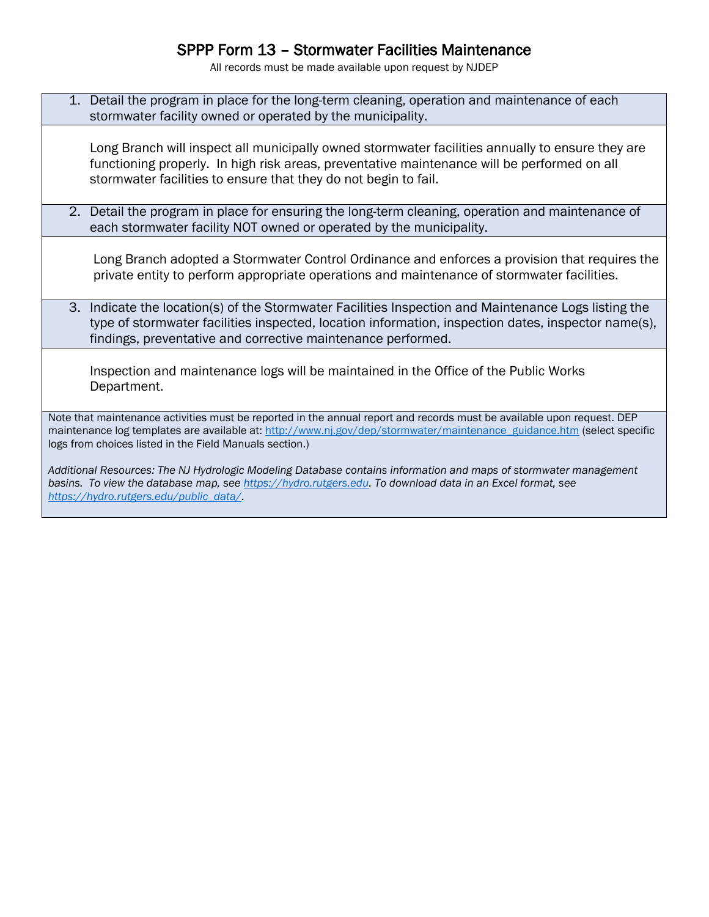# SPPP Form 13 – Stormwater Facilities Maintenance

All records must be made available upon request by NJDEP

1. Detail the program in place for the long-term cleaning, operation and maintenance of each stormwater facility owned or operated by the municipality.

Long Branch will inspect all municipally owned stormwater facilities annually to ensure they are functioning properly. In high risk areas, preventative maintenance will be performed on all stormwater facilities to ensure that they do not begin to fail.

2. Detail the program in place for ensuring the long-term cleaning, operation and maintenance of each stormwater facility NOT owned or operated by the municipality.

Long Branch adopted a Stormwater Control Ordinance and enforces a provision that requires the private entity to perform appropriate operations and maintenance of stormwater facilities.

3. Indicate the location(s) of the Stormwater Facilities Inspection and Maintenance Logs listing the type of stormwater facilities inspected, location information, inspection dates, inspector name(s), findings, preventative and corrective maintenance performed.

Inspection and maintenance logs will be maintained in the Office of the Public Works Department.

Note that maintenance activities must be reported in the annual report and records must be available upon request. DEP maintenance log templates are available at: http://www.nj.gov/dep/stormwater/maintenance_guidance.htm (select specific logs from choices listed in the Field Manuals section.)

*Additional Resources: The NJ Hydrologic Modeling Database contains information and maps of stormwater management basins. To view the database map, see https://hydro.rutgers.edu. To download data in an Excel format, see https://hydro.rutgers.edu/public_data/.*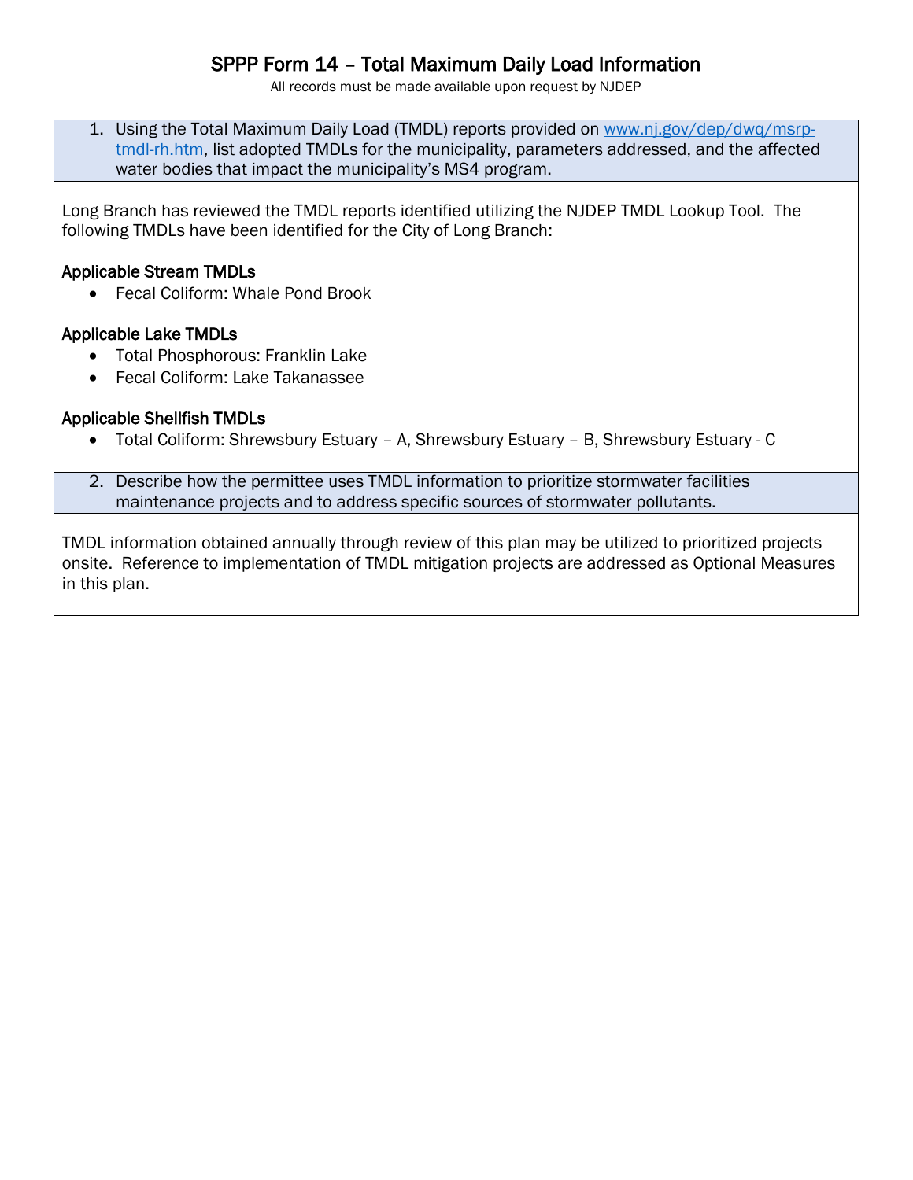# SPPP Form 14 – Total Maximum Daily Load Information

All records must be made available upon request by NJDEP

1. Using the Total Maximum Daily Load (TMDL) reports provided on [www.nj.gov/dep/dwq/msrp-tmdl-rh.htm](www.nj.gov/dep/dwq/msrp-tmdl-rh.htm), list adopted TMDLs for the municipality, parameters addressed, and the affected water bodies that impact the municipality's MS4 program.

Long Branch has reviewed the TMDL reports identified utilizing the NJDEP TMDL Lookup Tool. The following TMDLs have been identified for the City of Long Branch:

**Applicable Stream TMDLs**

- Fecal Coliform: Whale Pond Brook

**Applicable Lake TMDLs**

- Total Phosphorous: Franklin Lake
- Fecal Coliform: Lake Takanassee

**Applicable Shellfish TMDLs**

- Total Coliform: Shrewsbury Estuary – A, Shrewsbury Estuary – B, Shrewsbury Estuary - C

2. Describe how the permittee uses TMDL information to prioritize stormwater facilities maintenance projects and to address specific sources of stormwater pollutants.

TMDL information obtained annually through review of this plan may be utilized to prioritized projects onsite. Reference to implementation of TMDL mitigation projects are addressed as Optional Measures in this plan.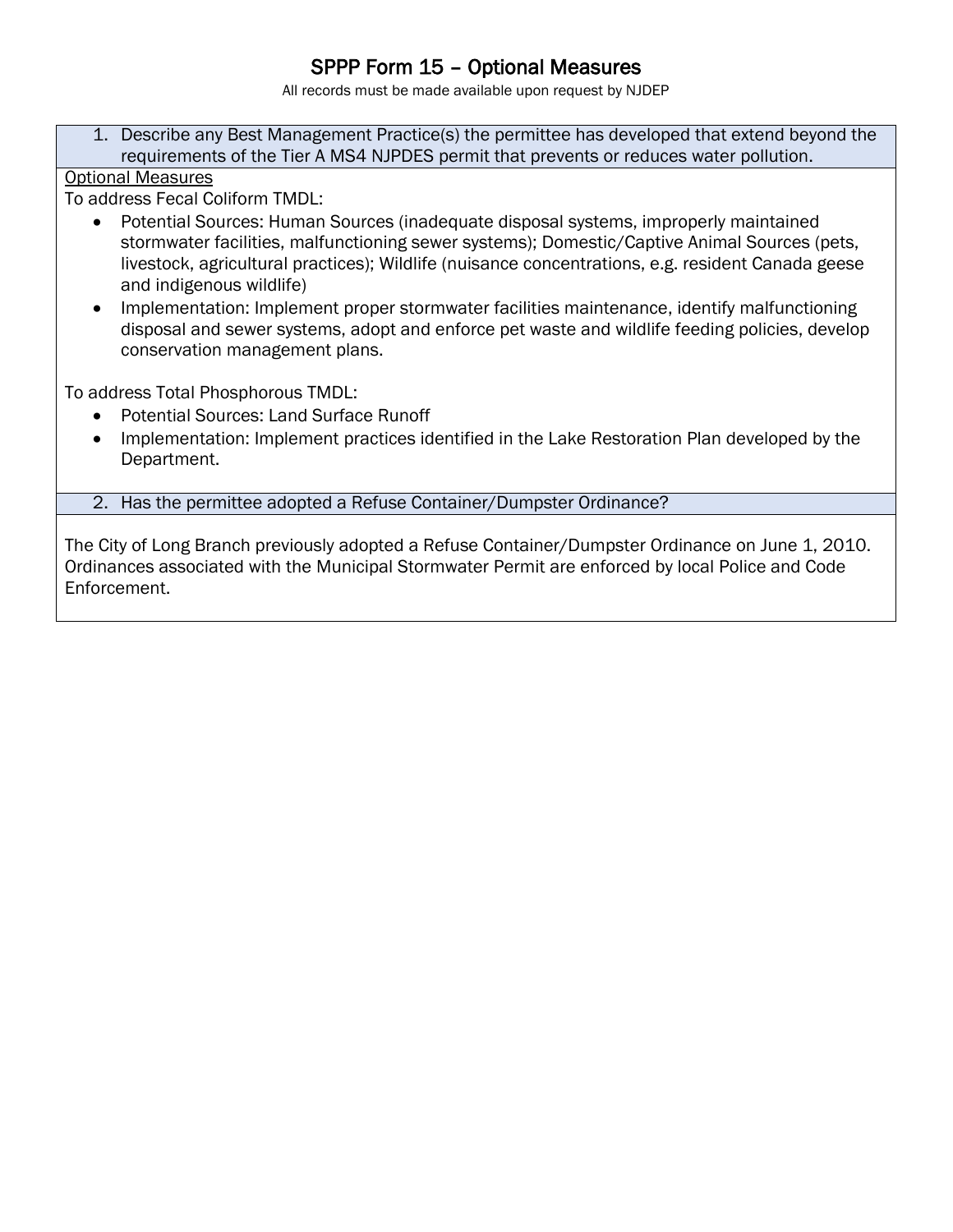# SPPP Form 15 – Optional Measures

All records must be made available upon request by NJDEP

1. Describe any Best Management Practice(s) the permittee has developed that extend beyond the requirements of the Tier A MS4 NJPDES permit that prevents or reduces water pollution.

<u>Optional Measures</u>

To address Fecal Coliform TMDL:

- Potential Sources: Human Sources (inadequate disposal systems, improperly maintained stormwater facilities, malfunctioning sewer systems); Domestic/Captive Animal Sources (pets, livestock, agricultural practices); Wildlife (nuisance concentrations, e.g. resident Canada geese and indigenous wildlife)
- Implementation: Implement proper stormwater facilities maintenance, identify malfunctioning disposal and sewer systems, adopt and enforce pet waste and wildlife feeding policies, develop conservation management plans.

To address Total Phosphorous TMDL:

- Potential Sources: Land Surface Runoff
- Implementation: Implement practices identified in the Lake Restoration Plan developed by the Department.

2. Has the permittee adopted a Refuse Container/Dumpster Ordinance?

The City of Long Branch previously adopted a Refuse Container/Dumpster Ordinance on June 1, 2010. Ordinances associated with the Municipal Stormwater Permit are enforced by local Police and Code Enforcement.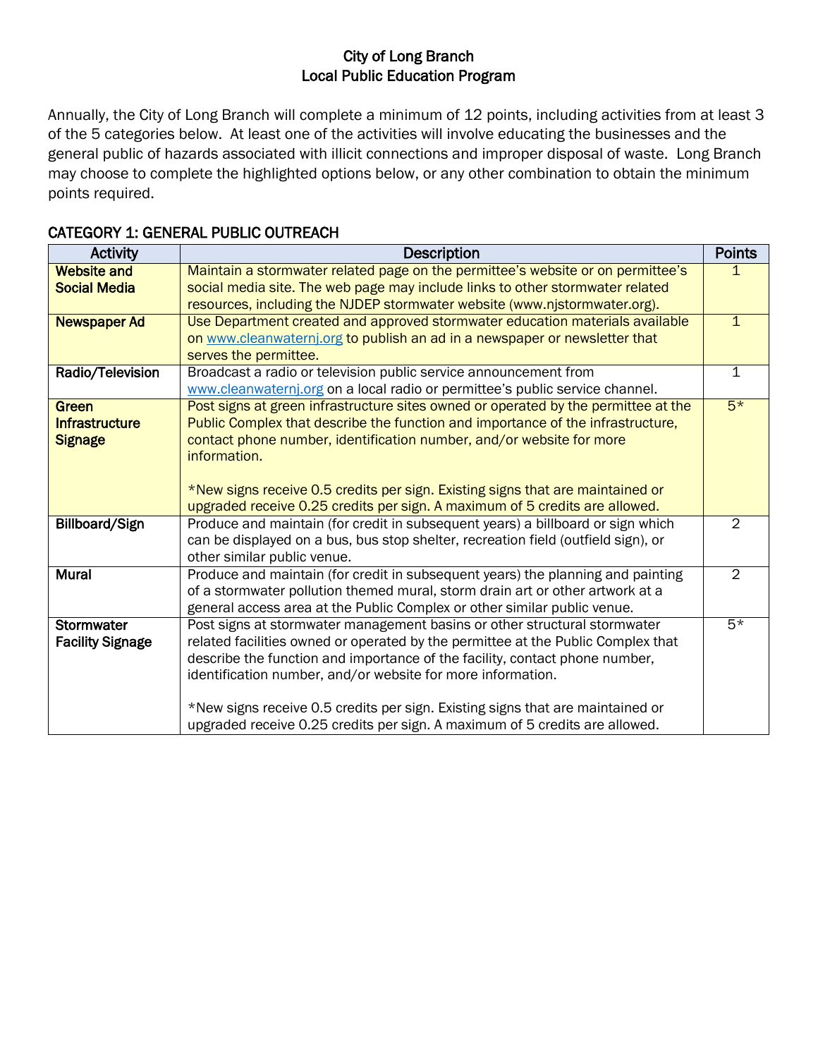# City of Long Branch
# Local Public Education Program

Annually, the City of Long Branch will complete a minimum of 12 points, including activities from at least 3 of the 5 categories below. At least one of the activities will involve educating the businesses and the general public of hazards associated with illicit connections and improper disposal of waste. Long Branch may choose to complete the highlighted options below, or any other combination to obtain the minimum points required.

## CATEGORY 1: GENERAL PUBLIC OUTREACH

| Activity | Description | Points |
|---|---|---|
| **Website and Social Media** | Maintain a stormwater related page on the permittee's website or on permittee's social media site. The web page may include links to other stormwater related resources, including the NJDEP stormwater website (www.njstormwater.org). | 1 |
| **Newspaper Ad** | Use Department created and approved stormwater educating materials available on www.cleanwaternj.org to publish an ad in a newspaper or newsletter that serves the permittee. | 1 |
| **Radio/Television** | Broadcast a radio or television public service announcement from www.cleanwaternj.org on a local radio or permittee's public service channel. | 1 |
| **Green Infrastructure Signage** | Post signs at green infrastructure sites owned or operated by the permittee at the Public Complex that describe the function and importance of the infrastructure, contact phone number, identification number, and/or website for more information.<br><br>*New signs receive 0.5 credits per sign. Existing signs that are maintained or upgraded receive 0.25 credits per sign. A maximum of 5 credits are allowed. | 5* |
| **Billboard/Sign** | Produce and maintain (for credit in subsequent years) a billboard or sign which can be displayed on a bus, bus stop shelter, recreation field (outfield sign), or other similar public venue. | 2 |
| **Mural** | Produce and maintain (for credit in subsequent years) the planning and painting of a stormwater pollution themed mural, storm drain art or other artwork at a general access area at the Public Complex or other similar public venue. | 2 |
| **Stormwater Facility Signage** | Post signs at stormwater management basins or other structural stormwater related facilities owned or operated by the permittee at the Public Complex that describe the function and importance of the facility, contact phone number, identification number, and/or website for more information.<br><br>*New signs receive 0.5 credits per sign. Existing signs that are maintained or upgraded receive 0.25 credits per sign. A maximum of 5 credits are allowed. | 5* |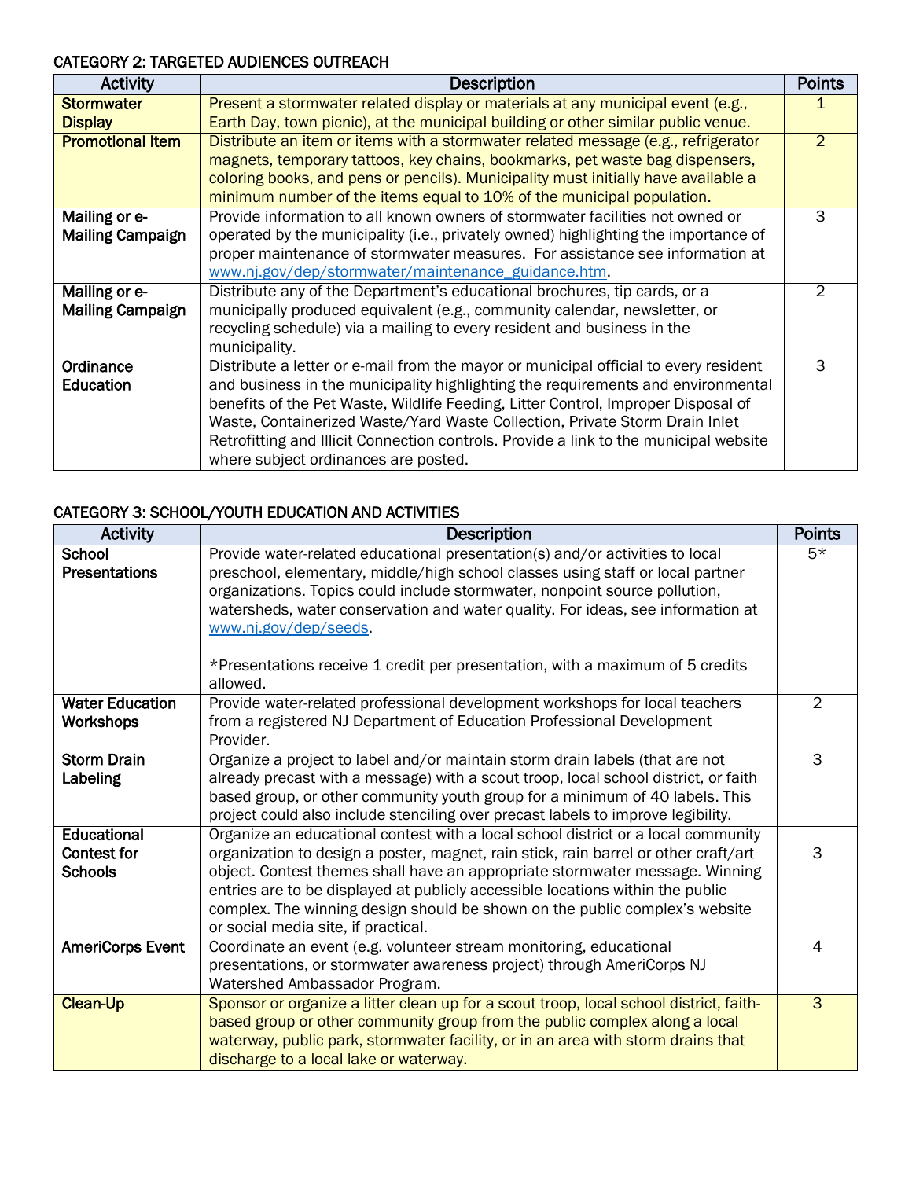### CATEGORY 2: TARGETED AUDIENCES OUTREACH

| Activity | Description | Points |
|---|---|---|
| **Stormwater Display** | Present a stormwater related display or materials at any municipal event (e.g., Earth Day, town picnic), at the municipal building or other similar public venue. | 1 |
| **Promotional Item** | Distribute an item or items with a stormwater related message (e.g., refrigerator magnets, temporary tattoos, key chains, bookmarks, pet waste bag dispensers, coloring books, and pens or pencils). Municipality must initially have available a minimum number of the items equal to 10% of the municipal population. | 2 |
| **Mailing or e-Mailing Campaign** | Provide information to all known owners of stormwater facilities not owned or operated by the municipality (i.e., privately owned) highlighting the importance of proper maintenance of stormwater measures. For assistance see information at www.nj.gov/dep/stormwater/maintenance_guidance.htm. | 3 |
| **Mailing or e-Mailing Campaign** | Distribute any of the Department's educational brochures, tip cards, or a municipally produced equivalent (e.g., community calendar, newsletter, or recycling schedule) via a mailing to every resident and business in the municipality. | 2 |
| **Ordinance Education** | Distribute a letter or e-mail from the mayor or municipal official to every resident and business in the municipality highlighting the requirements and environmental benefits of the Pet Waste, Wildlife Feeding, Litter Control, Improper Disposal of Waste, Containerized Waste/Yard Waste Collection, Private Storm Drain Inlet Retrofitting and Illicit Connection controls. Provide a link to the municipal website where subject ordinances are posted. | 3 |

### CATEGORY 3: SCHOOL/YOUTH EDUCATION AND ACTIVITIES

| Activity | Description | Points |
|---|---|---|
| **School Presentations** | Provide water-related educational presentation(s) and/or activities to local preschool, elementary, middle/high school classes using staff or local partner organizations. Topics could include stormwater, nonpoint source pollution, watersheds, water conservation and water quality. For ideas, see information at www.nj.gov/dep/seeds.<br><br>*Presentations receive 1 credit per presentation, with a maximum of 5 credits allowed. | 5* |
| **Water Education Workshops** | Provide water-related professional development workshops for local teachers from a registered NJ Department of Education Professional Development Provider. | 2 |
| **Storm Drain Labeling** | Organize a project to label and/or maintain storm drain labels (that are not already precast with a message) with a scout troop, local school district, or faith based group, or other community youth group for a minimum of 40 labels. This project could also include stenciling over precast labels to improve legibility. | 3 |
| **Educational Contest for Schools** | Organize an educational contest with a local school district or a local community organization to design a poster, magnet, rain stick, rain barrel or other craft/art object. Contest themes shall have an appropriate stormwater message. Winning entries are to be displayed at publicly accessible locations within the public complex. The winning design should be shown on the public complex's website or social media site, if practical. | 3 |
| **AmeriCorps Event** | Coordinate an event (e.g. volunteer stream monitoring, educational presentations, or stormwater awareness project) through AmeriCorps NJ Watershed Ambassador Program. | 4 |
| **Clean-Up** | Sponsor or organize a litter clean up for a scout troop, local school district, faith-based group or other community group from the public complex along a local waterway, public park, stormwater facility, or in an area with storm drains that discharge to a local lake or waterway. | 3 |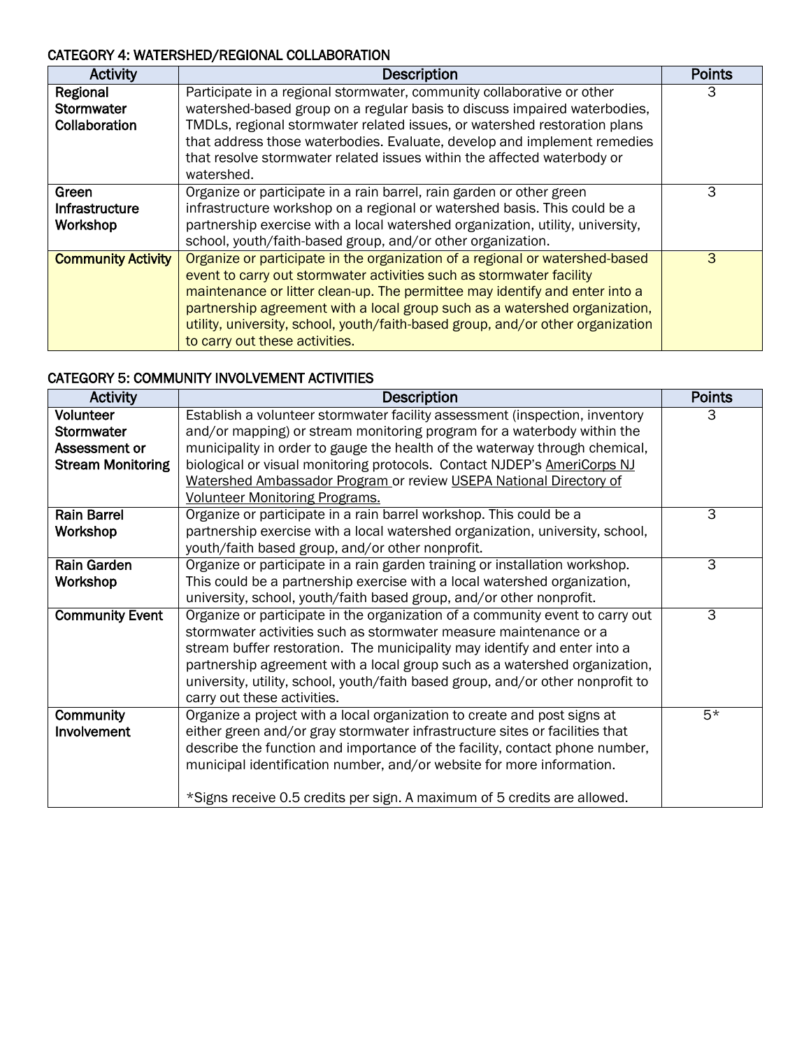### CATEGORY 4: WATERSHED/REGIONAL COLLABORATION

| Activity | Description | Points |
|---|---|---|
| **Regional Stormwater Collaboration** | Participate in a regional stormwater, community collaborative or other watershed-based group on a regular basis to discuss impaired waterbodies, TMDLs, regional stormwater related issues, or watershed restoration plans that address those waterbodies. Evaluate, develop and implement remedies that resolve stormwater related issues within the affected waterbody or watershed. | 3 |
| **Green Infrastructure Workshop** | Organize or participate in a rain barrel, rain garden or other green infrastructure workshop on a regional or watershed basis. This could be a partnership exercise with a local watershed organization, utility, university, school, youth/faith-based group, and/or other organization. | 3 |
| **Community Activity** | Organize or participate in the organization of a regional or watershed-based event to carry out stormwater activities such as stormwater facility maintenance or litter clean-up. The permittee may identify and enter into a partnership agreement with a local group such as a watershed organization, utility, university, school, youth/faith-based group, and/or other organization to carry out these activities. | 3 |

### CATEGORY 5: COMMUNITY INVOLVEMENT ACTIVITIES

| Activity | Description | Points |
|---|---|---|
| **Volunteer Stormwater Assessment or Stream Monitoring** | Establish a volunteer stormwater facility assessment (inspection, inventory and/or mapping) or stream monitoring program for a waterbody within the municipality in order to gauge the health of the waterway through chemical, biological or visual monitoring protocols. Contact NJDEP's AmeriCorps NJ Watershed Ambassador Program or review USEPA National Directory of Volunteer Monitoring Programs. | 3 |
| **Rain Barrel Workshop** | Organize or participate in a rain barrel workshop. This could be a partnership exercise with a local watershed organization, university, school, youth/faith based group, and/or other nonprofit. | 3 |
| **Rain Garden Workshop** | Organize or participate in a rain garden training or installation workshop. This could be a partnership exercise with a local watershed organization, university, school, youth/faith based group, and/or other nonprofit. | 3 |
| **Community Event** | Organize or participate in the organization of a community event to carry out stormwater activities such as stormwater measure maintenance or a stream buffer restoration. The municipality may identify and enter into a partnership agreement with a local group such as a watershed organization, university, utility, school, youth/faith based group, and/or other nonprofit to carry out these activities. | 3 |
| **Community Involvement** | Organize a project with a local organization to create and post signs at either green and/or gray stormwater infrastructure sites or facilities that describe the function and importance of the facility, contact phone number, municipal identification number, and/or website for more information.<br><br>*Signs receive 0.5 credits per sign. A maximum of 5 credits are allowed. | 5* |